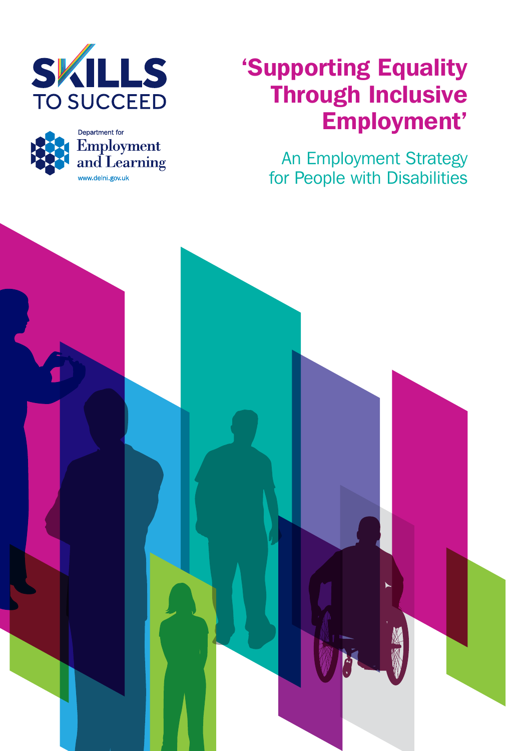SKILLS TO SUCCEED

Department for Employment and Learning

www.delni.gov.uk

# 'Supporting Equality Through Inclusive Employment'

## An Employment Strategy for People with Disabilities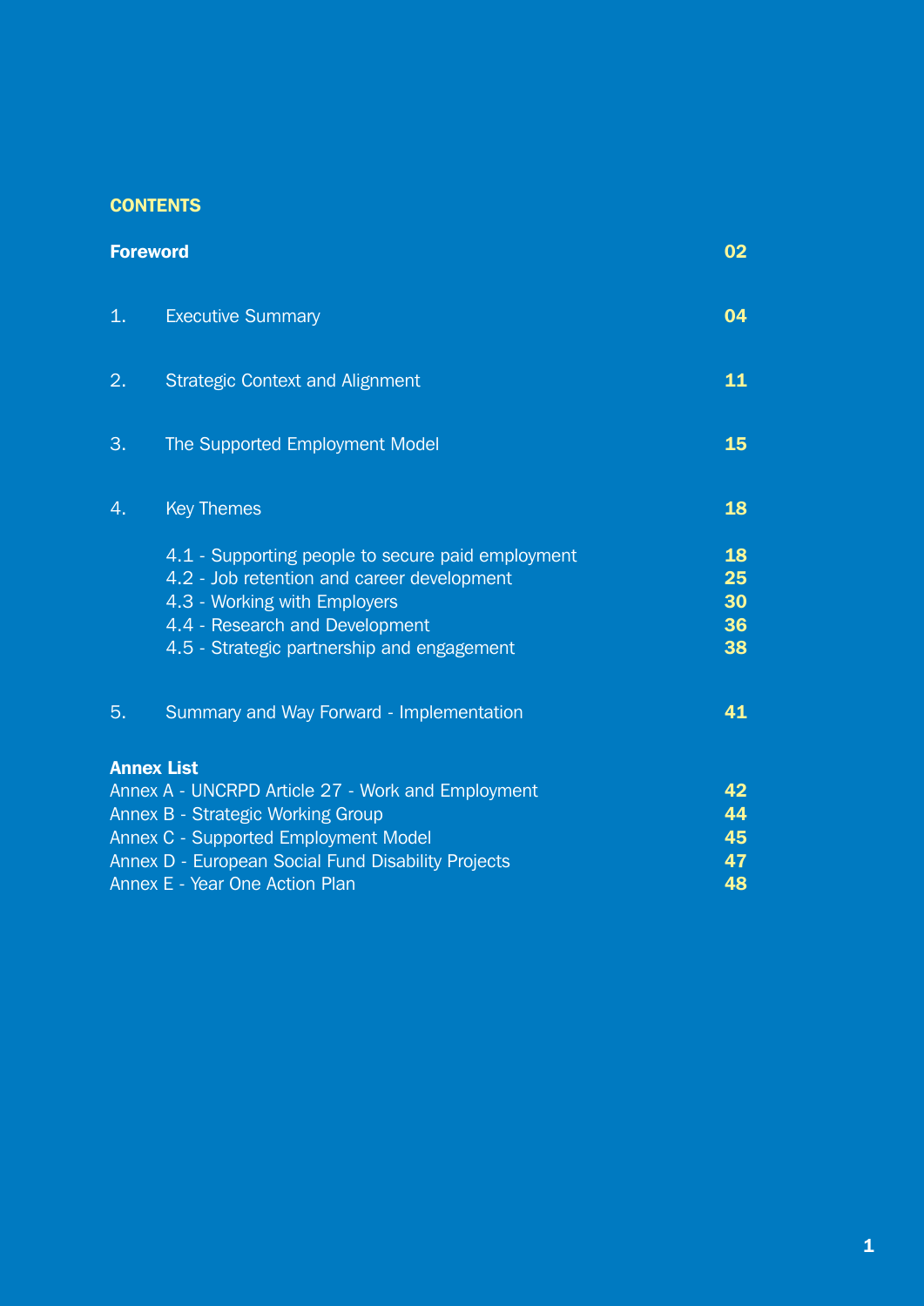# CONTENTS

| | | |
|---|---|---|
| **Foreword** | | **02** |
| 1. | Executive Summary | **04** |
| 2. | Strategic Context and Alignment | **11** |
| 3. | The Supported Employment Model | **15** |
| 4. | Key Themes | **18** |
| | 4.1 - Supporting people to secure paid employment | **18** |
| | 4.2 - Job retention and career development | **25** |
| | 4.3 - Working with Employers | **30** |
| | 4.4 - Research and Development | **36** |
| | 4.5 - Strategic partnership and engagement | **38** |
| 5. | Summary and Way Forward - Implementation | **41** |

**Annex List**

| | |
|---|---|
| Annex A - UNCRPD Article 27 - Work and Employment | **42** |
| Annex B - Strategic Working Group | **44** |
| Annex C - Supported Employment Model | **45** |
| Annex D - European Social Fund Disability Projects | **47** |
| Annex E - Year One Action Plan | **48** |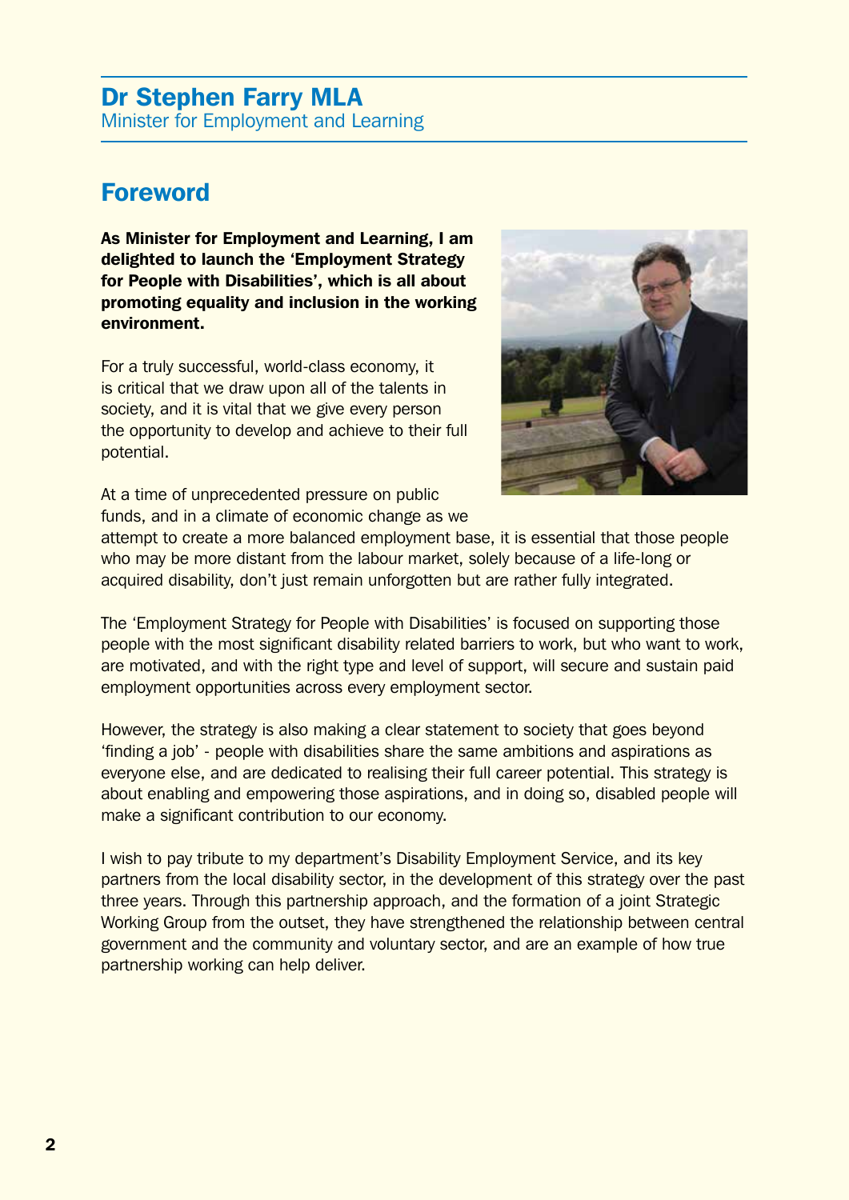## Dr Stephen Farry MLA
Minister for Employment and Learning

# Foreword

**As Minister for Employment and Learning, I am delighted to launch the 'Employment Strategy for People with Disabilities', which is all about promoting equality and inclusion in the working environment.**

For a truly successful, world-class economy, it is critical that we draw upon all of the talents in society, and it is vital that we give every person the opportunity to develop and achieve to their full potential.

At a time of unprecedented pressure on public funds, and in a climate of economic change as we attempt to create a more balanced employment base, it is essential that those people who may be more distant from the labour market, solely because of a life-long or acquired disability, don't just remain unforgotten but are rather fully integrated.

The 'Employment Strategy for People with Disabilities' is focused on supporting those people with the most significant disability related barriers to work, but who want to work, are motivated, and with the right type and level of support, will secure and sustain paid employment opportunities across every employment sector.

However, the strategy is also making a clear statement to society that goes beyond 'finding a job' - people with disabilities share the same ambitions and aspirations as everyone else, and are dedicated to realising their full career potential. This strategy is about enabling and empowering those aspirations, and in doing so, disabled people will make a significant contribution to our economy.

I wish to pay tribute to my department's Disability Employment Service, and its key partners from the local disability sector, in the development of this strategy over the past three years. Through this partnership approach, and the formation of a joint Strategic Working Group from the outset, they have strengthened the relationship between central government and the community and voluntary sector, and are an example of how true partnership working can help deliver.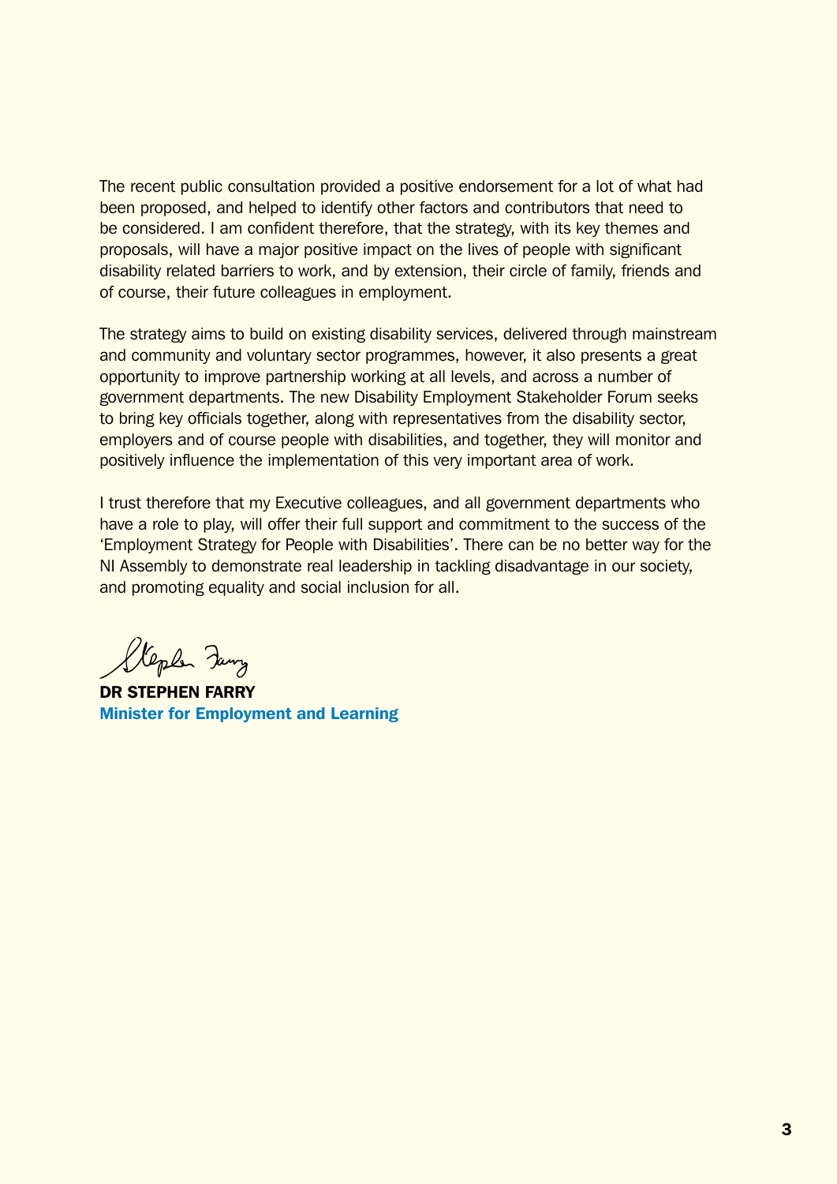The recent public consultation provided a positive endorsement for a lot of what had been proposed, and helped to identify other factors and contributors that need to be considered. I am confident therefore, that the strategy, with its key themes and proposals, will have a major positive impact on the lives of people with significant disability related barriers to work, and by extension, their circle of family, friends and of course, their future colleagues in employment.

The strategy aims to build on existing disability services, delivered through mainstream and community and voluntary sector programmes, however, it also presents a great opportunity to improve partnership working at all levels, and across a number of government departments. The new Disability Employment Stakeholder Forum seeks to bring key officials together, along with representatives from the disability sector, employers and of course people with disabilities, and together, they will monitor and positively influence the implementation of this very important area of work.

I trust therefore that my Executive colleagues, and all government departments who have a role to play, will offer their full support and commitment to the success of the 'Employment Strategy for People with Disabilities'. There can be no better way for the NI Assembly to demonstrate real leadership in tackling disadvantage in our society, and promoting equality and social inclusion for all.

**DR STEPHEN FARRY**
**Minister for Employment and Learning**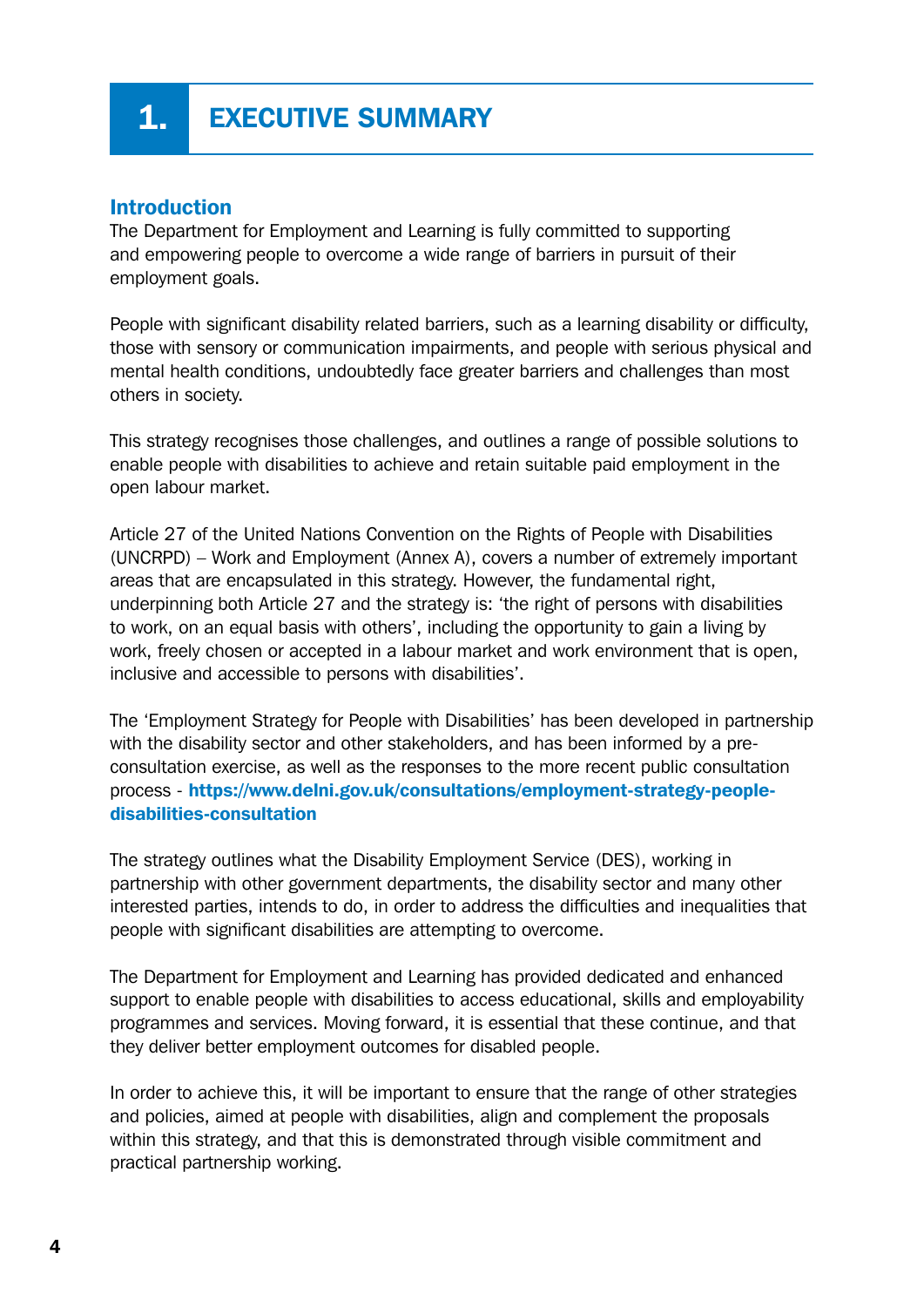# 1. EXECUTIVE SUMMARY

## Introduction

The Department for Employment and Learning is fully committed to supporting and empowering people to overcome a wide range of barriers in pursuit of their employment goals.

People with significant disability related barriers, such as a learning disability or difficulty, those with sensory or communication impairments, and people with serious physical and mental health conditions, undoubtedly face greater barriers and challenges than most others in society.

This strategy recognises those challenges, and outlines a range of possible solutions to enable people with disabilities to achieve and retain suitable paid employment in the open labour market.

Article 27 of the United Nations Convention on the Rights of People with Disabilities (UNCRPD) – Work and Employment (Annex A), covers a number of extremely important areas that are encapsulated in this strategy. However, the fundamental right, underpinning both Article 27 and the strategy is: 'the right of persons with disabilities to work, on an equal basis with others', including the opportunity to gain a living by work, freely chosen or accepted in a labour market and work environment that is open, inclusive and accessible to persons with disabilities'.

The 'Employment Strategy for People with Disabilities' has been developed in partnership with the disability sector and other stakeholders, and has been informed by a pre-consultation exercise, as well as the responses to the more recent public consultation process - **https://www.delni.gov.uk/consultations/employment-strategy-people-disabilities-consultation**

The strategy outlines what the Disability Employment Service (DES), working in partnership with other government departments, the disability sector and many other interested parties, intends to do, in order to address the difficulties and inequalities that people with significant disabilities are attempting to overcome.

The Department for Employment and Learning has provided dedicated and enhanced support to enable people with disabilities to access educational, skills and employability programmes and services. Moving forward, it is essential that these continue, and that they deliver better employment outcomes for disabled people.

In order to achieve this, it will be important to ensure that the range of other strategies and policies, aimed at people with disabilities, align and complement the proposals within this strategy, and that this is demonstrated through visible commitment and practical partnership working.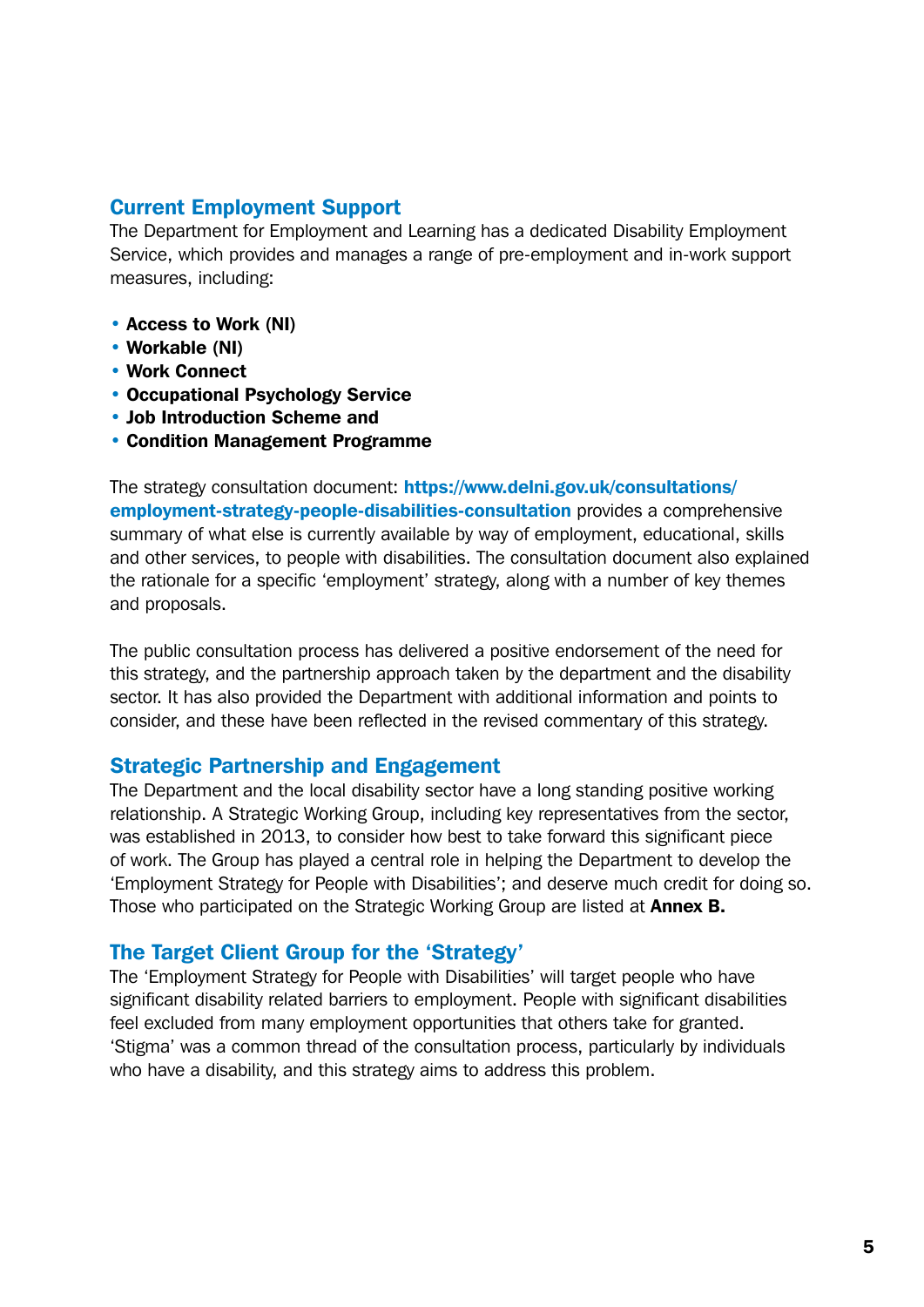## Current Employment Support

The Department for Employment and Learning has a dedicated Disability Employment Service, which provides and manages a range of pre-employment and in-work support measures, including:

- **Access to Work (NI)**
- **Workable (NI)**
- **Work Connect**
- **Occupational Psychology Service**
- **Job Introduction Scheme and**
- **Condition Management Programme**

The strategy consultation document: **https://www.delni.gov.uk/consultations/employment-strategy-people-disabilities-consultation** provides a comprehensive summary of what else is currently available by way of employment, educational, skills and other services, to people with disabilities. The consultation document also explained the rationale for a specific 'employment' strategy, along with a number of key themes and proposals.

The public consultation process has delivered a positive endorsement of the need for this strategy, and the partnership approach taken by the department and the disability sector. It has also provided the Department with additional information and points to consider, and these have been reflected in the revised commentary of this strategy.

## Strategic Partnership and Engagement

The Department and the local disability sector have a long standing positive working relationship. A Strategic Working Group, including key representatives from the sector, was established in 2013, to consider how best to take forward this significant piece of work. The Group has played a central role in helping the Department to develop the 'Employment Strategy for People with Disabilities'; and deserve much credit for doing so. Those who participated on the Strategic Working Group are listed at **Annex B.**

## The Target Client Group for the 'Strategy'

The 'Employment Strategy for People with Disabilities' will target people who have significant disability related barriers to employment. People with significant disabilities feel excluded from many employment opportunities that others take for granted. 'Stigma' was a common thread of the consultation process, particularly by individuals who have a disability, and this strategy aims to address this problem.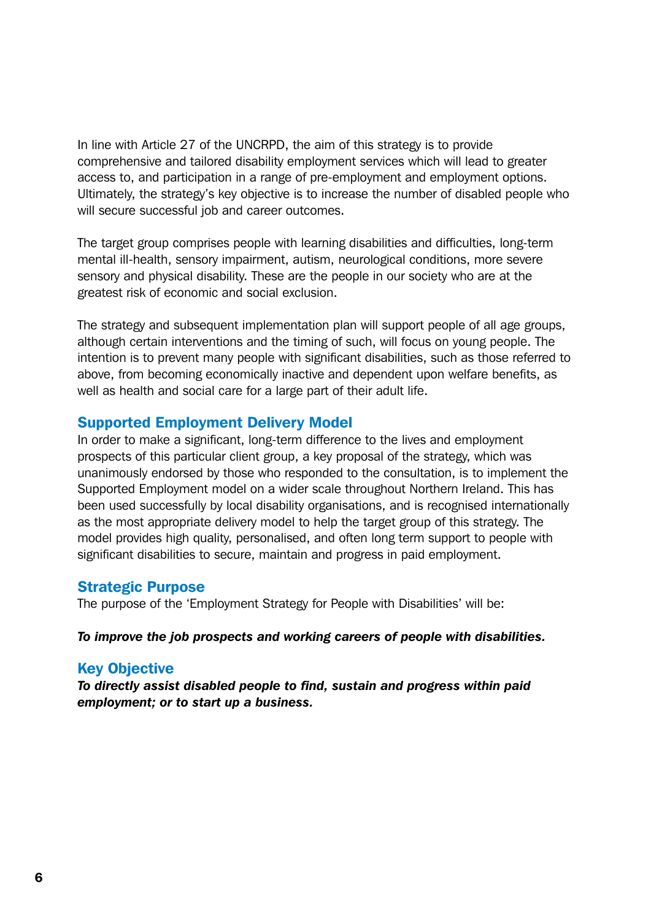In line with Article 27 of the UNCRPD, the aim of this strategy is to provide comprehensive and tailored disability employment services which will lead to greater access to, and participation in a range of pre-employment and employment options. Ultimately, the strategy's key objective is to increase the number of disabled people who will secure successful job and career outcomes.

The target group comprises people with learning disabilities and difficulties, long-term mental ill-health, sensory impairment, autism, neurological conditions, more severe sensory and physical disability. These are the people in our society who are at the greatest risk of economic and social exclusion.

The strategy and subsequent implementation plan will support people of all age groups, although certain interventions and the timing of such, will focus on young people. The intention is to prevent many people with significant disabilities, such as those referred to above, from becoming economically inactive and dependent upon welfare benefits, as well as health and social care for a large part of their adult life.

## Supported Employment Delivery Model

In order to make a significant, long-term difference to the lives and employment prospects of this particular client group, a key proposal of the strategy, which was unanimously endorsed by those who responded to the consultation, is to implement the Supported Employment model on a wider scale throughout Northern Ireland. This has been used successfully by local disability organisations, and is recognised internationally as the most appropriate delivery model to help the target group of this strategy. The model provides high quality, personalised, and often long term support to people with significant disabilities to secure, maintain and progress in paid employment.

## Strategic Purpose

The purpose of the 'Employment Strategy for People with Disabilities' will be:

***To improve the job prospects and working careers of people with disabilities.***

## Key Objective

***To directly assist disabled people to find, sustain and progress within paid employment; or to start up a business.***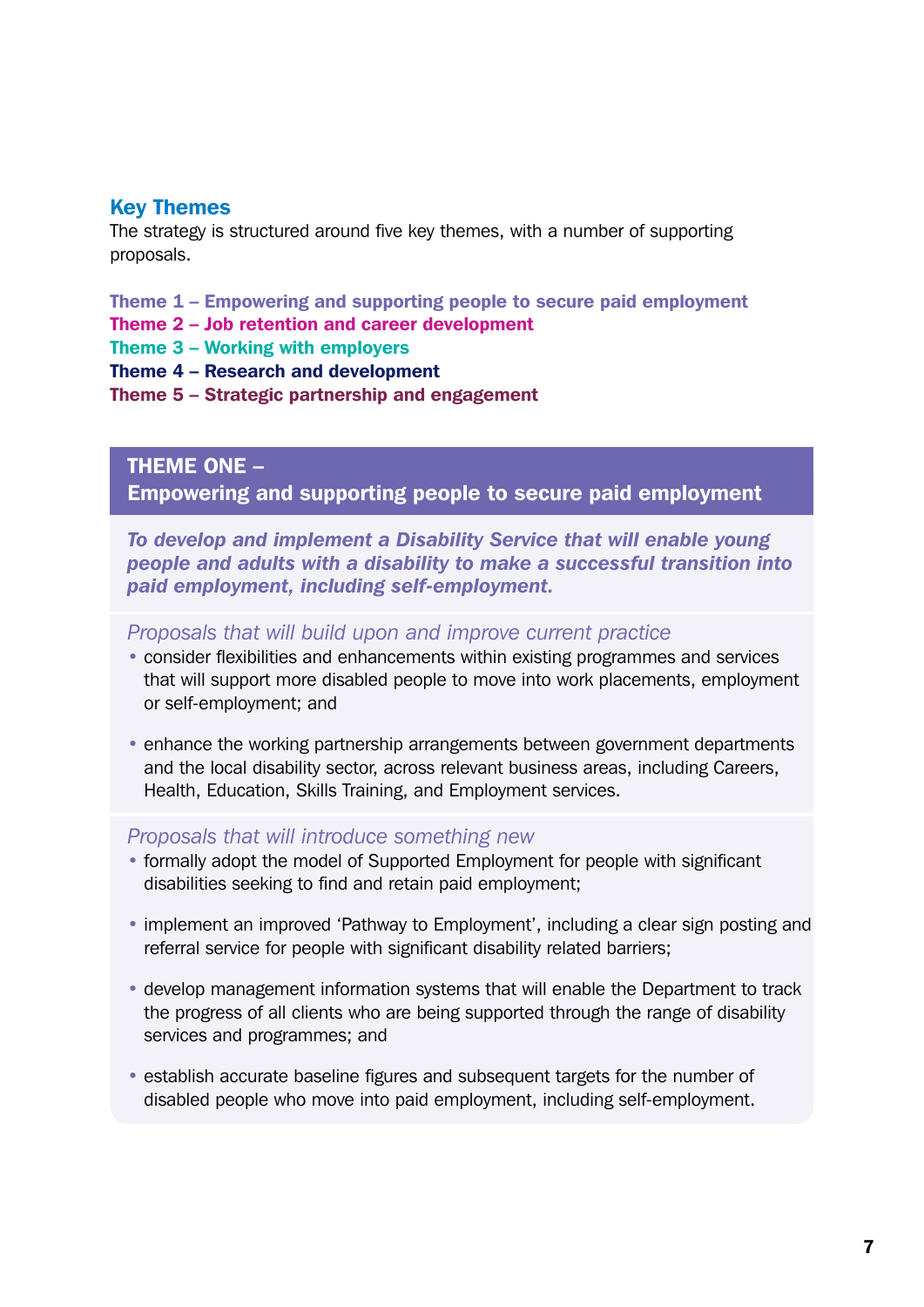## Key Themes

The strategy is structured around five key themes, with a number of supporting proposals.

**Theme 1 – Empowering and supporting people to secure paid employment**
**Theme 2 – Job retention and career development**
**Theme 3 – Working with employers**
**Theme 4 – Research and development**
**Theme 5 – Strategic partnership and engagement**

## THEME ONE – Empowering and supporting people to secure paid employment

***To develop and implement a Disability Service that will enable young people and adults with a disability to make a successful transition into paid employment, including self-employment.***

### *Proposals that will build upon and improve current practice*

- consider flexibilities and enhancements within existing programmes and services that will support more disabled people to move into work placements, employment or self-employment; and
- enhance the working partnership arrangements between government departments and the local disability sector, across relevant business areas, including Careers, Health, Education, Skills Training, and Employment services.

### *Proposals that will introduce something new*

- formally adopt the model of Supported Employment for people with significant disabilities seeking to find and retain paid employment;
- implement an improved 'Pathway to Employment', including a clear sign posting and referral service for people with significant disability related barriers;
- develop management information systems that will enable the Department to track the progress of all clients who are being supported through the range of disability services and programmes; and
- establish accurate baseline figures and subsequent targets for the number of disabled people who move into paid employment, including self-employment.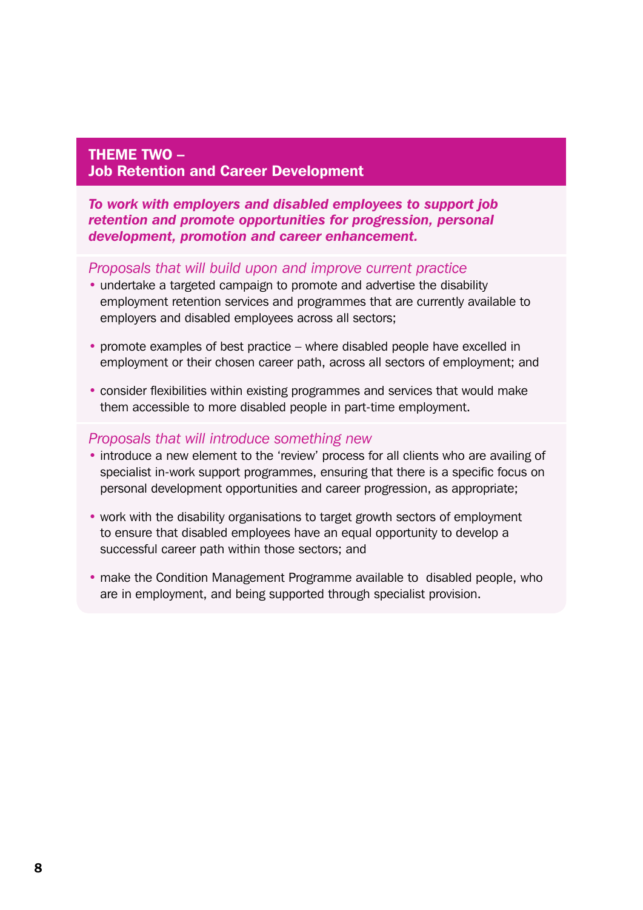## THEME TWO – Job Retention and Career Development

***To work with employers and disabled employees to support job retention and promote opportunities for progression, personal development, promotion and career enhancement.***

### *Proposals that will build upon and improve current practice*

- undertake a targeted campaign to promote and advertise the disability employment retention services and programmes that are currently available to employers and disabled employees across all sectors;
- promote examples of best practice – where disabled people have excelled in employment or their chosen career path, across all sectors of employment; and
- consider flexibilities within existing programmes and services that would make them accessible to more disabled people in part-time employment.

### *Proposals that will introduce something new*

- introduce a new element to the 'review' process for all clients who are availing of specialist in-work support programmes, ensuring that there is a specific focus on personal development opportunities and career progression, as appropriate;
- work with the disability organisations to target growth sectors of employment to ensure that disabled employees have an equal opportunity to develop a successful career path within those sectors; and
- make the Condition Management Programme available to disabled people, who are in employment, and being supported through specialist provision.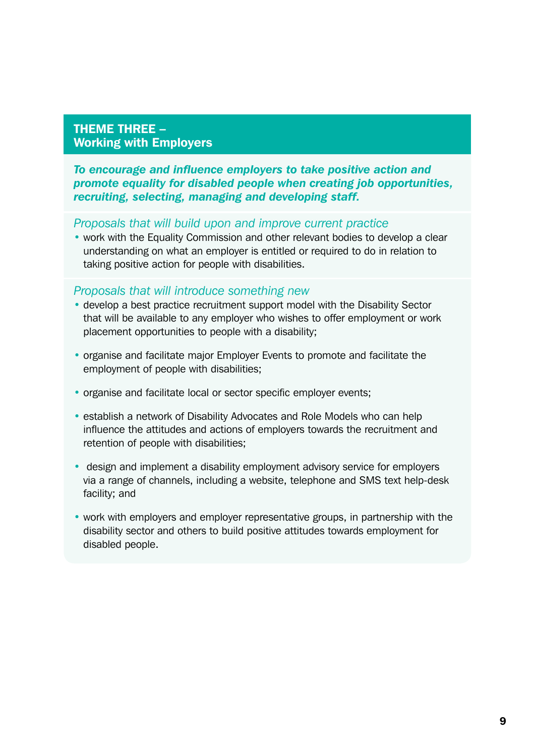## THEME THREE – Working with Employers

***To encourage and influence employers to take positive action and promote equality for disabled people when creating job opportunities, recruiting, selecting, managing and developing staff.***

*Proposals that will build upon and improve current practice*

- work with the Equality Commission and other relevant bodies to develop a clear understanding on what an employer is entitled or required to do in relation to taking positive action for people with disabilities.

*Proposals that will introduce something new*

- develop a best practice recruitment support model with the Disability Sector that will be available to any employer who wishes to offer employment or work placement opportunities to people with a disability;
- organise and facilitate major Employer Events to promote and facilitate the employment of people with disabilities;
- organise and facilitate local or sector specific employer events;
- establish a network of Disability Advocates and Role Models who can help influence the attitudes and actions of employers towards the recruitment and retention of people with disabilities;
- design and implement a disability employment advisory service for employers via a range of channels, including a website, telephone and SMS text help-desk facility; and
- work with employers and employer representative groups, in partnership with the disability sector and others to build positive attitudes towards employment for disabled people.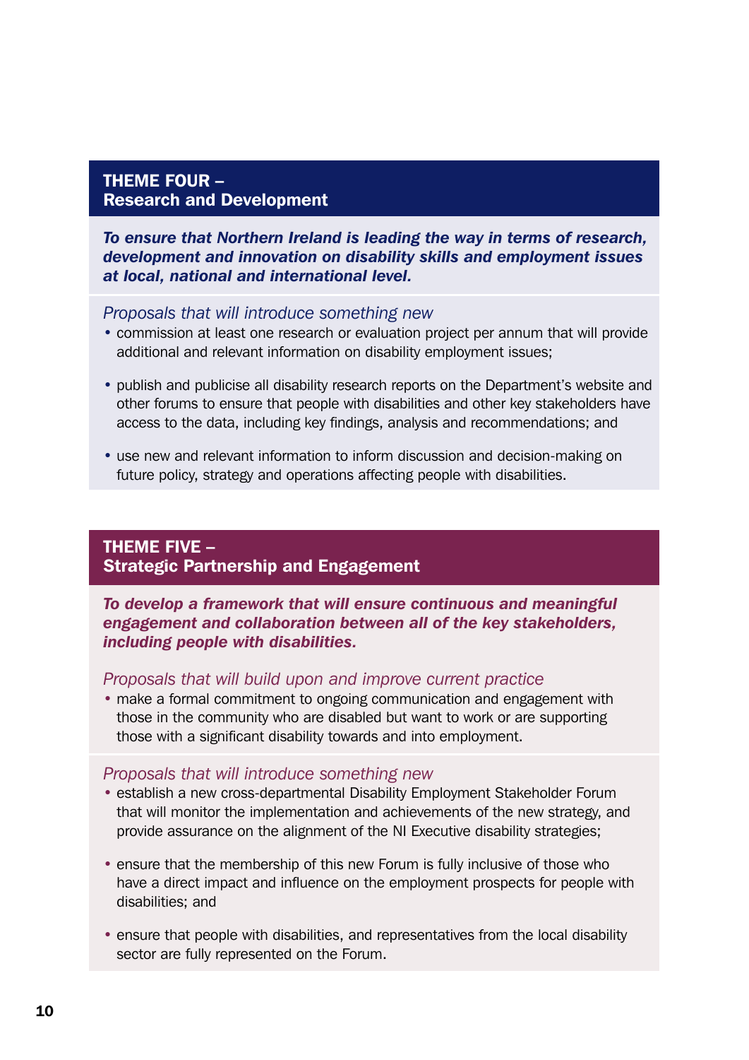## THEME FOUR – Research and Development

***To ensure that Northern Ireland is leading the way in terms of research, development and innovation on disability skills and employment issues at local, national and international level.***

*Proposals that will introduce something new*

- commission at least one research or evaluation project per annum that will provide additional and relevant information on disability employment issues;
- publish and publicise all disability research reports on the Department's website and other forums to ensure that people with disabilities and other key stakeholders have access to the data, including key findings, analysis and recommendations; and
- use new and relevant information to inform discussion and decision-making on future policy, strategy and operations affecting people with disabilities.

## THEME FIVE – Strategic Partnership and Engagement

***To develop a framework that will ensure continuous and meaningful engagement and collaboration between all of the key stakeholders, including people with disabilities.***

*Proposals that will build upon and improve current practice*

- make a formal commitment to ongoing communication and engagement with those in the community who are disabled but want to work or are supporting those with a significant disability towards and into employment.

*Proposals that will introduce something new*

- establish a new cross-departmental Disability Employment Stakeholder Forum that will monitor the implementation and achievements of the new strategy, and provide assurance on the alignment of the NI Executive disability strategies;
- ensure that the membership of this new Forum is fully inclusive of those who have a direct impact and influence on the employment prospects for people with disabilities; and
- ensure that people with disabilities, and representatives from the local disability sector are fully represented on the Forum.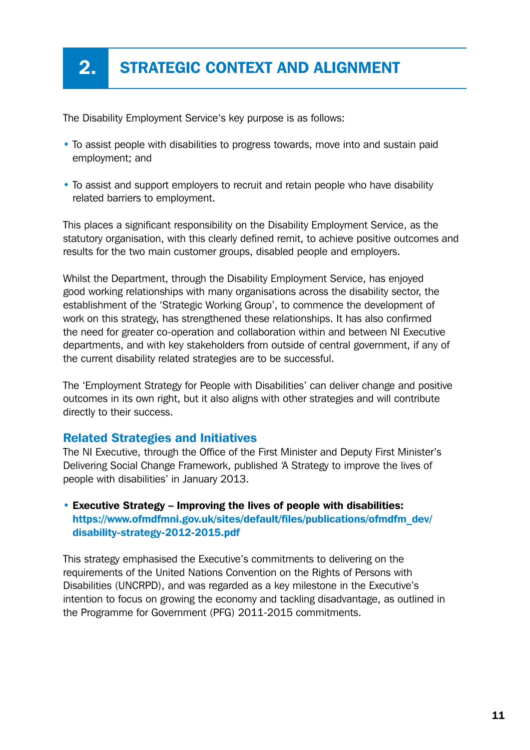# 2. STRATEGIC CONTEXT AND ALIGNMENT

The Disability Employment Service's key purpose is as follows:

- To assist people with disabilities to progress towards, move into and sustain paid employment; and
- To assist and support employers to recruit and retain people who have disability related barriers to employment.

This places a significant responsibility on the Disability Employment Service, as the statutory organisation, with this clearly defined remit, to achieve positive outcomes and results for the two main customer groups, disabled people and employers.

Whilst the Department, through the Disability Employment Service, has enjoyed good working relationships with many organisations across the disability sector, the establishment of the 'Strategic Working Group', to commence the development of work on this strategy, has strengthened these relationships. It has also confirmed the need for greater co-operation and collaboration within and between NI Executive departments, and with key stakeholders from outside of central government, if any of the current disability related strategies are to be successful.

The 'Employment Strategy for People with Disabilities' can deliver change and positive outcomes in its own right, but it also aligns with other strategies and will contribute directly to their success.

## Related Strategies and Initiatives

The NI Executive, through the Office of the First Minister and Deputy First Minister's Delivering Social Change Framework, published 'A Strategy to improve the lives of people with disabilities' in January 2013.

- **Executive Strategy – Improving the lives of people with disabilities: https://www.ofmdfmni.gov.uk/sites/default/files/publications/ofmdfm_dev/disability-strategy-2012-2015.pdf**

This strategy emphasised the Executive's commitments to delivering on the requirements of the United Nations Convention on the Rights of Persons with Disabilities (UNCRPD), and was regarded as a key milestone in the Executive's intention to focus on growing the economy and tackling disadvantage, as outlined in the Programme for Government (PFG) 2011-2015 commitments.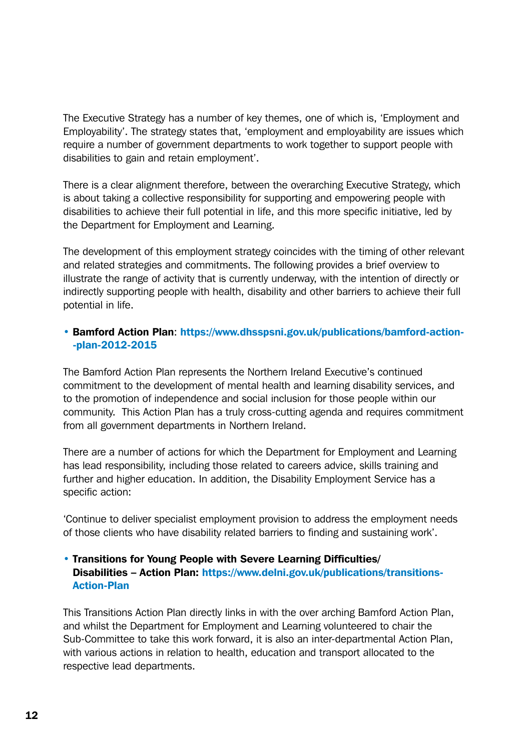The Executive Strategy has a number of key themes, one of which is, 'Employment and Employability'. The strategy states that, 'employment and employability are issues which require a number of government departments to work together to support people with disabilities to gain and retain employment'.

There is a clear alignment therefore, between the overarching Executive Strategy, which is about taking a collective responsibility for supporting and empowering people with disabilities to achieve their full potential in life, and this more specific initiative, led by the Department for Employment and Learning.

The development of this employment strategy coincides with the timing of other relevant and related strategies and commitments. The following provides a brief overview to illustrate the range of activity that is currently underway, with the intention of directly or indirectly supporting people with health, disability and other barriers to achieve their full potential in life.

- **Bamford Action Plan**: **https://www.dhsspsni.gov.uk/publications/bamford-action--plan-2012-2015**

The Bamford Action Plan represents the Northern Ireland Executive's continued commitment to the development of mental health and learning disability services, and to the promotion of independence and social inclusion for those people within our community. This Action Plan has a truly cross-cutting agenda and requires commitment from all government departments in Northern Ireland.

There are a number of actions for which the Department for Employment and Learning has lead responsibility, including those related to careers advice, skills training and further and higher education. In addition, the Disability Employment Service has a specific action:

'Continue to deliver specialist employment provision to address the employment needs of those clients who have disability related barriers to finding and sustaining work'.

- **Transitions for Young People with Severe Learning Difficulties/ Disabilities – Action Plan: https://www.delni.gov.uk/publications/transitions-Action-Plan**

This Transitions Action Plan directly links in with the over arching Bamford Action Plan, and whilst the Department for Employment and Learning volunteered to chair the Sub-Committee to take this work forward, it is also an inter-departmental Action Plan, with various actions in relation to health, education and transport allocated to the respective lead departments.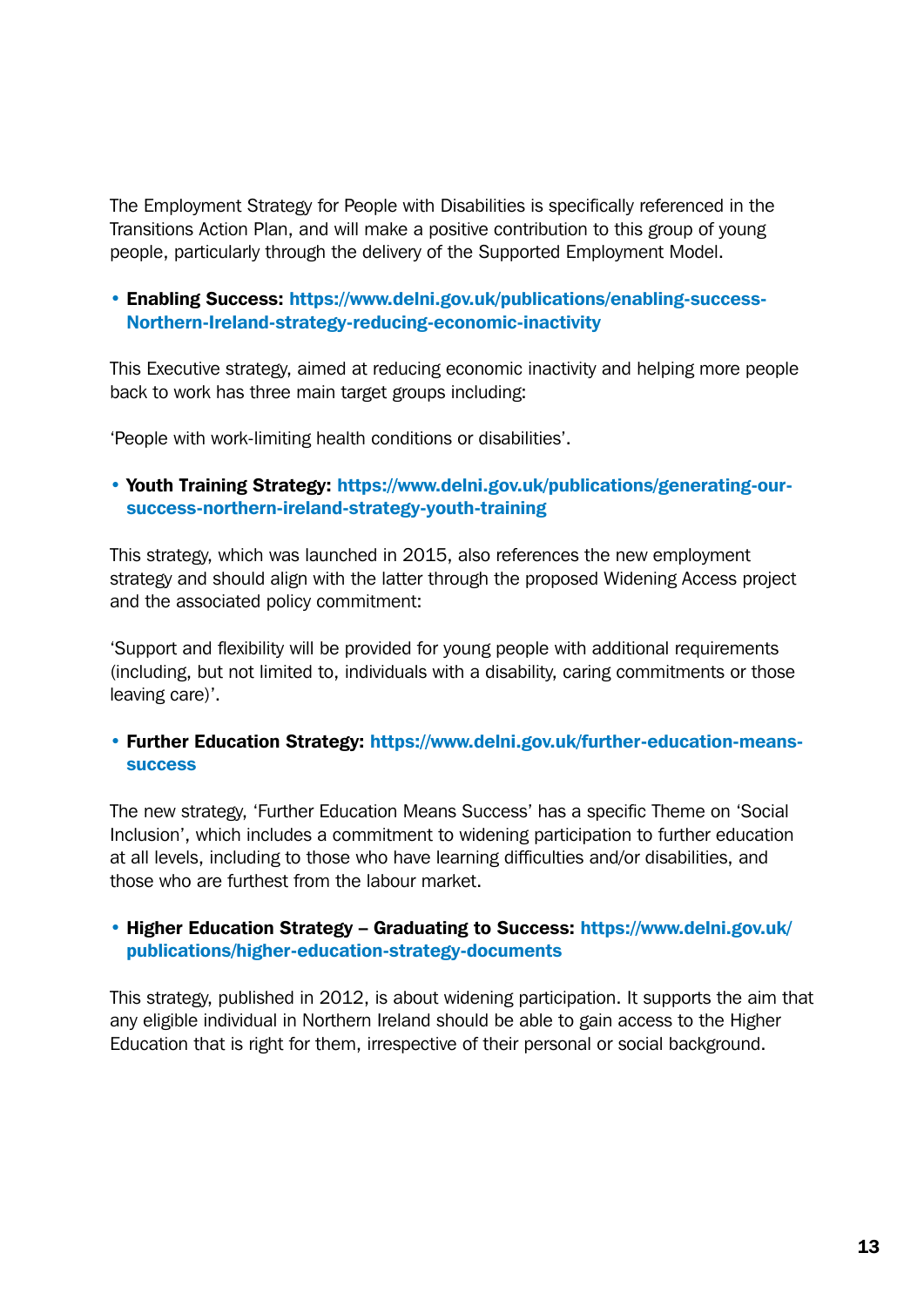The Employment Strategy for People with Disabilities is specifically referenced in the Transitions Action Plan, and will make a positive contribution to this group of young people, particularly through the delivery of the Supported Employment Model.

- **Enabling Success: https://www.delni.gov.uk/publications/enabling-success-Northern-Ireland-strategy-reducing-economic-inactivity**

This Executive strategy, aimed at reducing economic inactivity and helping more people back to work has three main target groups including:

'People with work-limiting health conditions or disabilities'.

- **Youth Training Strategy: https://www.delni.gov.uk/publications/generating-our-success-northern-ireland-strategy-youth-training**

This strategy, which was launched in 2015, also references the new employment strategy and should align with the latter through the proposed Widening Access project and the associated policy commitment:

'Support and flexibility will be provided for young people with additional requirements (including, but not limited to, individuals with a disability, caring commitments or those leaving care)'.

- **Further Education Strategy: https://www.delni.gov.uk/further-education-means-success**

The new strategy, 'Further Education Means Success' has a specific Theme on 'Social Inclusion', which includes a commitment to widening participation to further education at all levels, including to those who have learning difficulties and/or disabilities, and those who are furthest from the labour market.

- **Higher Education Strategy – Graduating to Success: https://www.delni.gov.uk/publications/higher-education-strategy-documents**

This strategy, published in 2012, is about widening participation. It supports the aim that any eligible individual in Northern Ireland should be able to gain access to the Higher Education that is right for them, irrespective of their personal or social background.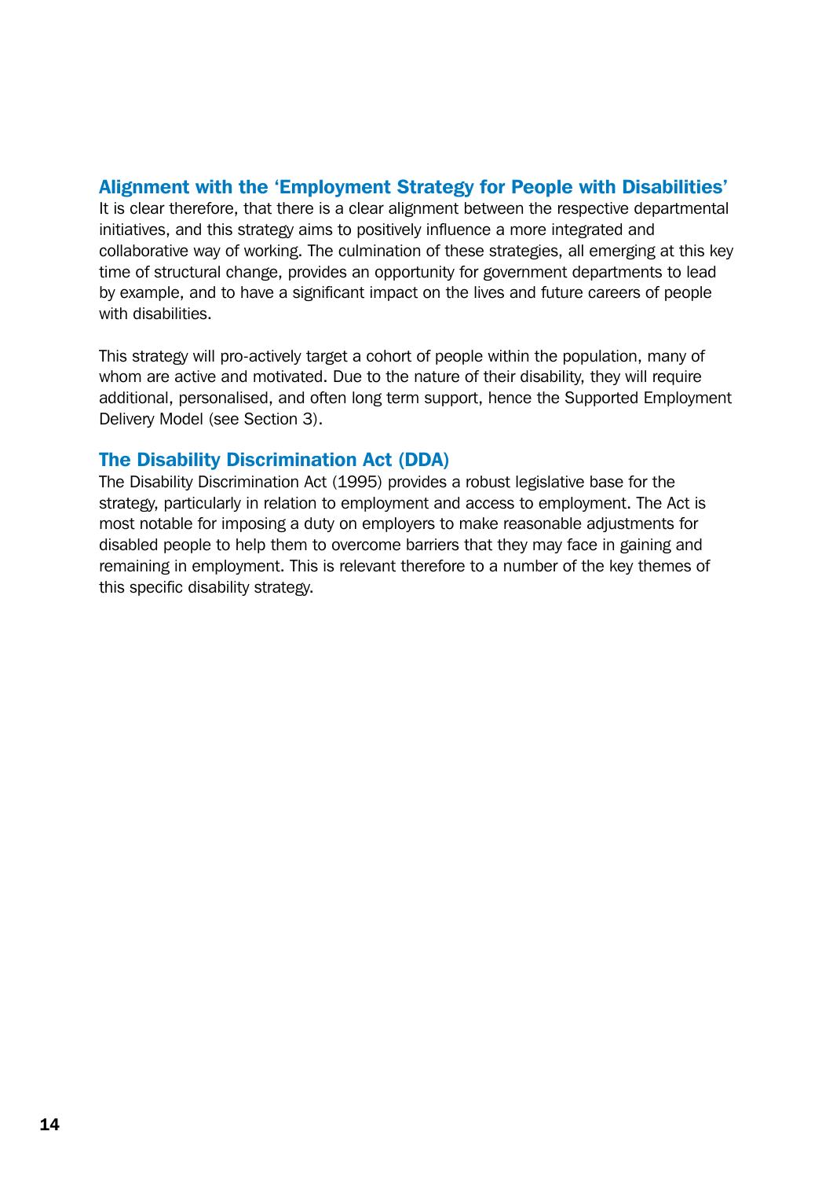## Alignment with the 'Employment Strategy for People with Disabilities'

It is clear therefore, that there is a clear alignment between the respective departmental initiatives, and this strategy aims to positively influence a more integrated and collaborative way of working. The culmination of these strategies, all emerging at this key time of structural change, provides an opportunity for government departments to lead by example, and to have a significant impact on the lives and future careers of people with disabilities.

This strategy will pro-actively target a cohort of people within the population, many of whom are active and motivated. Due to the nature of their disability, they will require additional, personalised, and often long term support, hence the Supported Employment Delivery Model (see Section 3).

## The Disability Discrimination Act (DDA)

The Disability Discrimination Act (1995) provides a robust legislative base for the strategy, particularly in relation to employment and access to employment. The Act is most notable for imposing a duty on employers to make reasonable adjustments for disabled people to help them to overcome barriers that they may face in gaining and remaining in employment. This is relevant therefore to a number of the key themes of this specific disability strategy.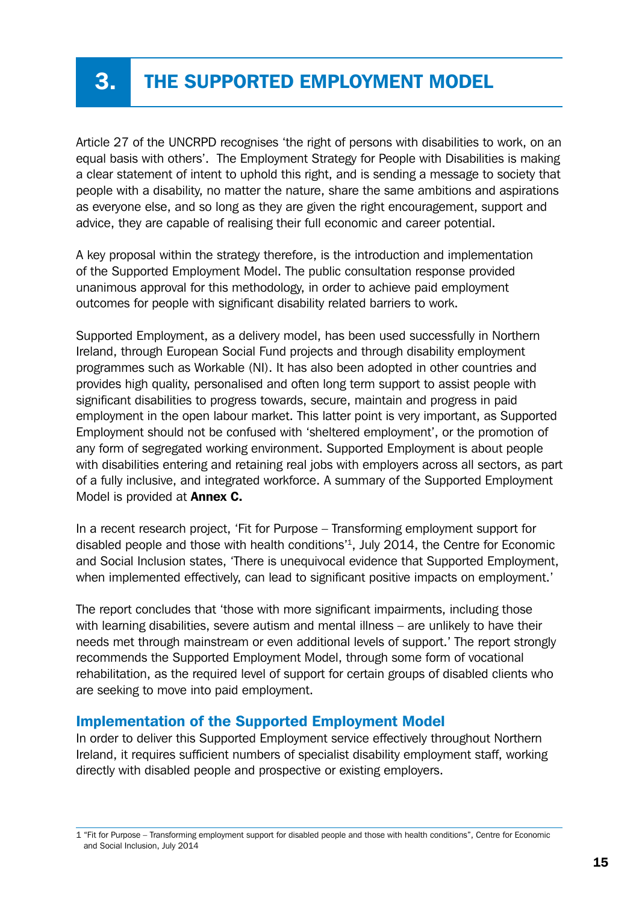# 3. THE SUPPORTED EMPLOYMENT MODEL

Article 27 of the UNCRPD recognises 'the right of persons with disabilities to work, on an equal basis with others'. The Employment Strategy for People with Disabilities is making a clear statement of intent to uphold this right, and is sending a message to society that people with a disability, no matter the nature, share the same ambitions and aspirations as everyone else, and so long as they are given the right encouragement, support and advice, they are capable of realising their full economic and career potential.

A key proposal within the strategy therefore, is the introduction and implementation of the Supported Employment Model. The public consultation response provided unanimous approval for this methodology, in order to achieve paid employment outcomes for people with significant disability related barriers to work.

Supported Employment, as a delivery model, has been used successfully in Northern Ireland, through European Social Fund projects and through disability employment programmes such as Workable (NI). It has also been adopted in other countries and provides high quality, personalised and often long term support to assist people with significant disabilities to progress towards, secure, maintain and progress in paid employment in the open labour market. This latter point is very important, as Supported Employment should not be confused with 'sheltered employment', or the promotion of any form of segregated working environment. Supported Employment is about people with disabilities entering and retaining real jobs with employers across all sectors, as part of a fully inclusive, and integrated workforce. A summary of the Supported Employment Model is provided at **Annex C.**

In a recent research project, 'Fit for Purpose – Transforming employment support for disabled people and those with health conditions'[1], July 2014, the Centre for Economic and Social Inclusion states, 'There is unequivocal evidence that Supported Employment, when implemented effectively, can lead to significant positive impacts on employment.'

The report concludes that 'those with more significant impairments, including those with learning disabilities, severe autism and mental illness – are unlikely to have their needs met through mainstream or even additional levels of support.' The report strongly recommends the Supported Employment Model, through some form of vocational rehabilitation, as the required level of support for certain groups of disabled clients who are seeking to move into paid employment.

## Implementation of the Supported Employment Model

In order to deliver this Supported Employment service effectively throughout Northern Ireland, it requires sufficient numbers of specialist disability employment staff, working directly with disabled people and prospective or existing employers.

1 "Fit for Purpose – Transforming employment support for disabled people and those with health conditions", Centre for Economic and Social Inclusion, July 2014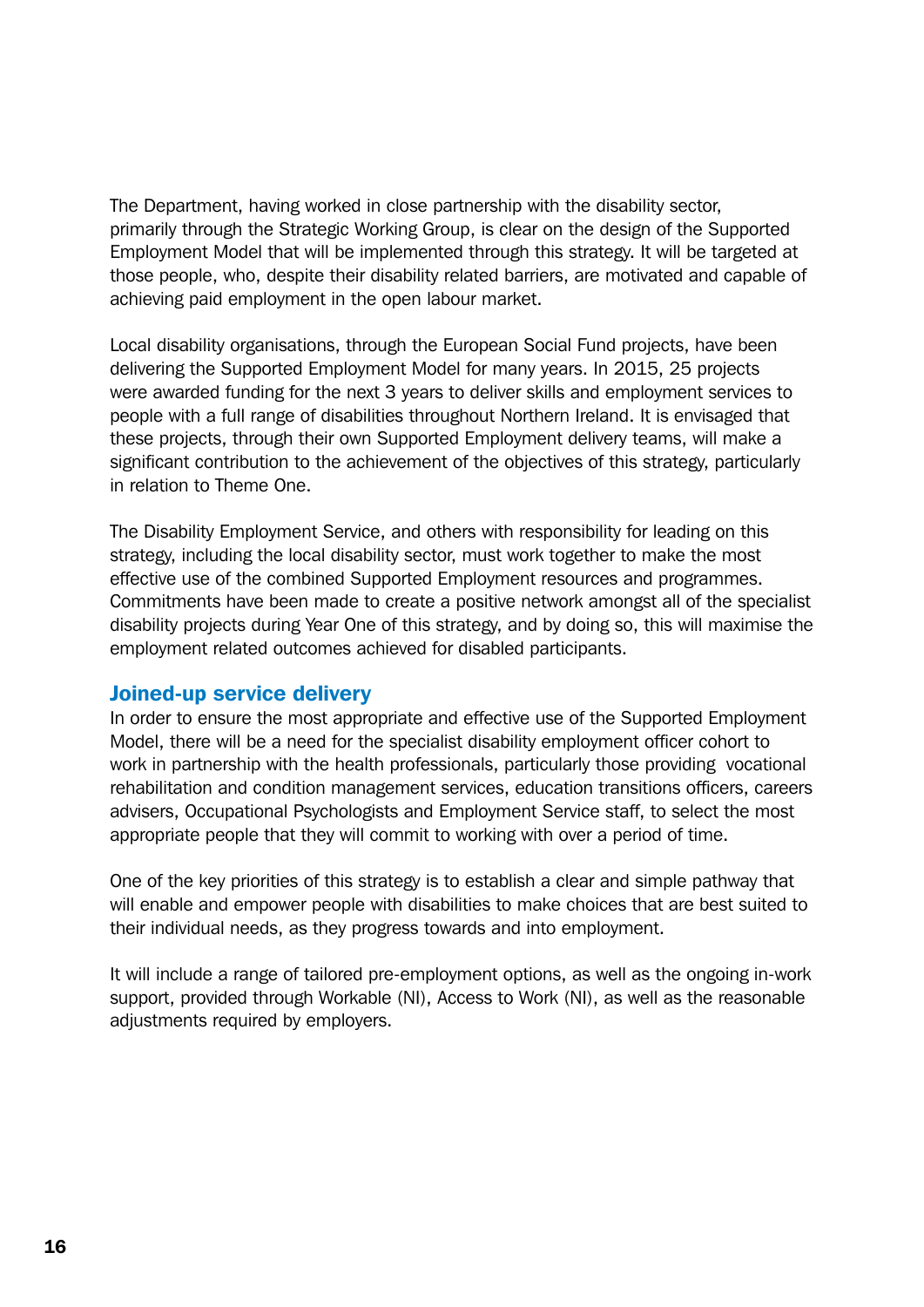The Department, having worked in close partnership with the disability sector, primarily through the Strategic Working Group, is clear on the design of the Supported Employment Model that will be implemented through this strategy. It will be targeted at those people, who, despite their disability related barriers, are motivated and capable of achieving paid employment in the open labour market.

Local disability organisations, through the European Social Fund projects, have been delivering the Supported Employment Model for many years. In 2015, 25 projects were awarded funding for the next 3 years to deliver skills and employment services to people with a full range of disabilities throughout Northern Ireland. It is envisaged that these projects, through their own Supported Employment delivery teams, will make a significant contribution to the achievement of the objectives of this strategy, particularly in relation to Theme One.

The Disability Employment Service, and others with responsibility for leading on this strategy, including the local disability sector, must work together to make the most effective use of the combined Supported Employment resources and programmes. Commitments have been made to create a positive network amongst all of the specialist disability projects during Year One of this strategy, and by doing so, this will maximise the employment related outcomes achieved for disabled participants.

## Joined-up service delivery

In order to ensure the most appropriate and effective use of the Supported Employment Model, there will be a need for the specialist disability employment officer cohort to work in partnership with the health professionals, particularly those providing vocational rehabilitation and condition management services, education transitions officers, careers advisers, Occupational Psychologists and Employment Service staff, to select the most appropriate people that they will commit to working with over a period of time.

One of the key priorities of this strategy is to establish a clear and simple pathway that will enable and empower people with disabilities to make choices that are best suited to their individual needs, as they progress towards and into employment.

It will include a range of tailored pre-employment options, as well as the ongoing in-work support, provided through Workable (NI), Access to Work (NI), as well as the reasonable adjustments required by employers.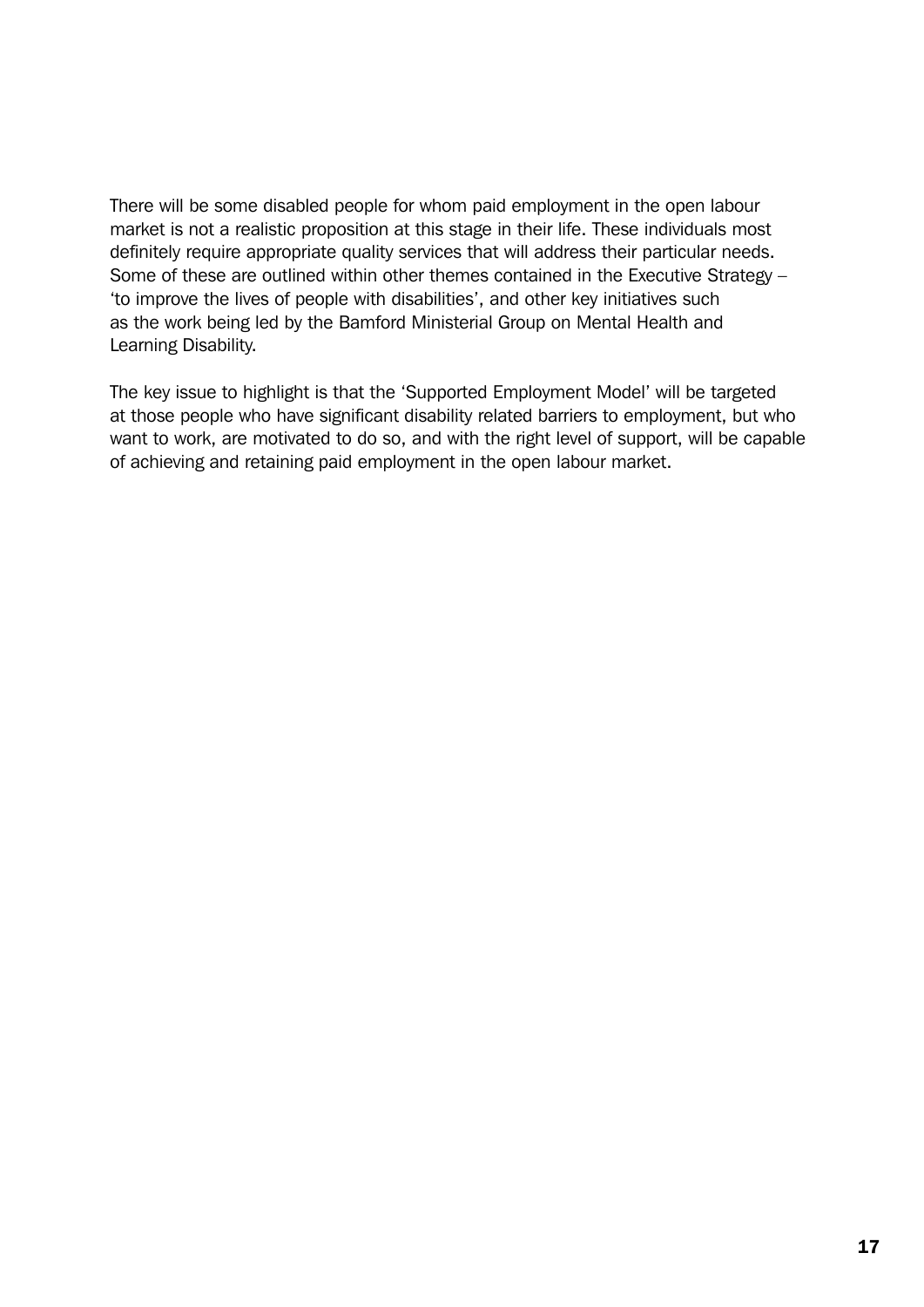There will be some disabled people for whom paid employment in the open labour market is not a realistic proposition at this stage in their life. These individuals most definitely require appropriate quality services that will address their particular needs. Some of these are outlined within other themes contained in the Executive Strategy – 'to improve the lives of people with disabilities', and other key initiatives such as the work being led by the Bamford Ministerial Group on Mental Health and Learning Disability.

The key issue to highlight is that the 'Supported Employment Model' will be targeted at those people who have significant disability related barriers to employment, but who want to work, are motivated to do so, and with the right level of support, will be capable of achieving and retaining paid employment in the open labour market.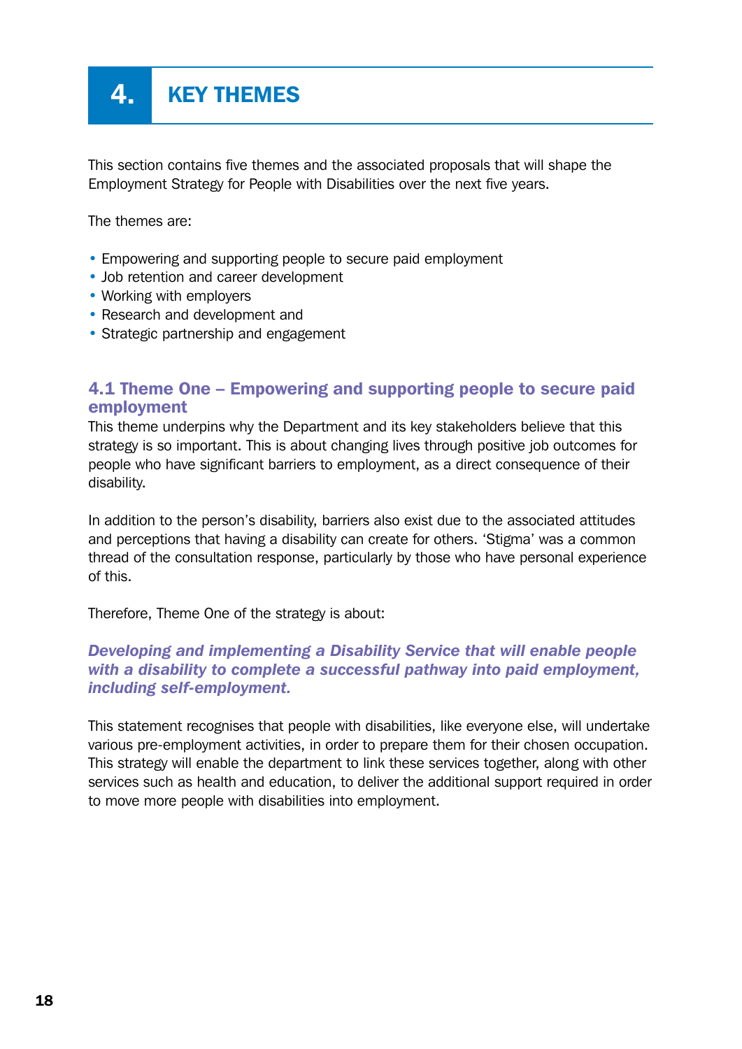# 4. KEY THEMES

This section contains five themes and the associated proposals that will shape the Employment Strategy for People with Disabilities over the next five years.

The themes are:

- Empowering and supporting people to secure paid employment
- Job retention and career development
- Working with employers
- Research and development and
- Strategic partnership and engagement

### 4.1 Theme One – Empowering and supporting people to secure paid employment

This theme underpins why the Department and its key stakeholders believe that this strategy is so important. This is about changing lives through positive job outcomes for people who have significant barriers to employment, as a direct consequence of their disability.

In addition to the person's disability, barriers also exist due to the associated attitudes and perceptions that having a disability can create for others. 'Stigma' was a common thread of the consultation response, particularly by those who have personal experience of this.

Therefore, Theme One of the strategy is about:

***Developing and implementing a Disability Service that will enable people with a disability to complete a successful pathway into paid employment, including self-employment.***

This statement recognises that people with disabilities, like everyone else, will undertake various pre-employment activities, in order to prepare them for their chosen occupation. This strategy will enable the department to link these services together, along with other services such as health and education, to deliver the additional support required in order to move more people with disabilities into employment.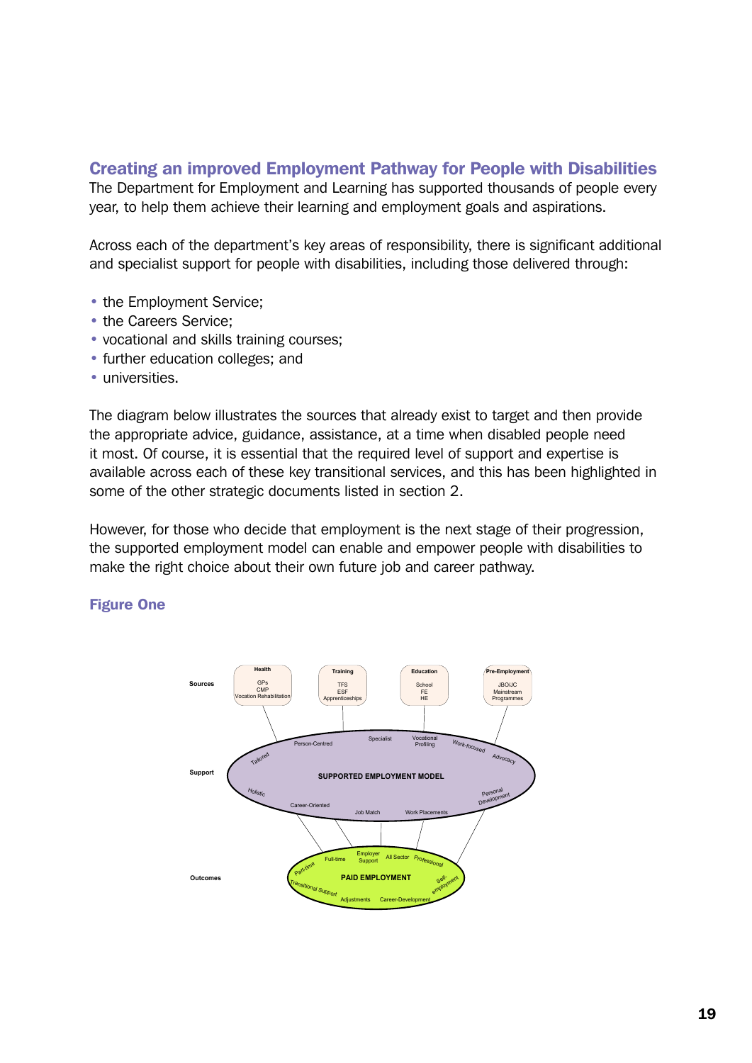## Creating an improved Employment Pathway for People with Disabilities

The Department for Employment and Learning has supported thousands of people every year, to help them achieve their learning and employment goals and aspirations.

Across each of the department's key areas of responsibility, there is significant additional and specialist support for people with disabilities, including those delivered through:

- the Employment Service;
- the Careers Service;
- vocational and skills training courses;
- further education colleges; and
- universities.

The diagram below illustrates the sources that already exist to target and then provide the appropriate advice, guidance, assistance, at a time when disabled people need it most. Of course, it is essential that the required level of support and expertise is available across each of these key transitional services, and this has been highlighted in some of the other strategic documents listed in section 2.

However, for those who decide that employment is the next stage of their progression, the supported employment model can enable and empower people with disabilities to make the right choice about their own future job and career pathway.

### Figure One

**Sources**

- **Health:** GPs, CMP, Vocation Rehabilitation
- **Training:** TFS, ESF, Apprenticeships
- **Education:** School, FE, HE
- **Pre-Employment:** JBO/JC, Mainstream Programmes

**Support**

**SUPPORTED EMPLOYMENT MODEL:** Person-Centred, Specialist, Vocational Profiling, Work-focused, Advocacy, Tailored, Holistic, Career-Oriented, Job Match, Work Placements, Personal Development

**Outcomes**

**PAID EMPLOYMENT:** Full-time, Employer Support, All Sector, Professional, Part-time, Transitional Support, Adjustments, Career-Development, Self-employment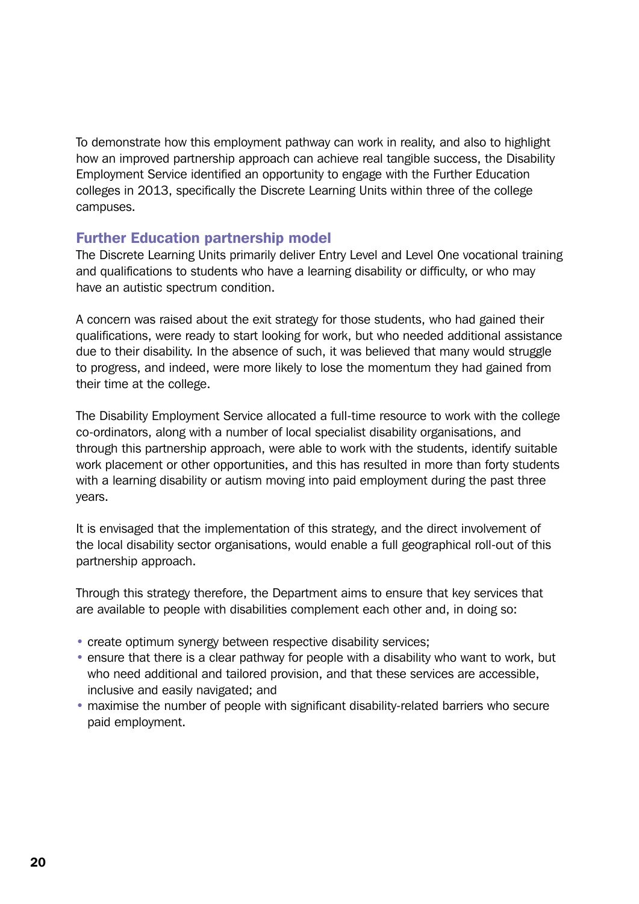To demonstrate how this employment pathway can work in reality, and also to highlight how an improved partnership approach can achieve real tangible success, the Disability Employment Service identified an opportunity to engage with the Further Education colleges in 2013, specifically the Discrete Learning Units within three of the college campuses.

### Further Education partnership model

The Discrete Learning Units primarily deliver Entry Level and Level One vocational training and qualifications to students who have a learning disability or difficulty, or who may have an autistic spectrum condition.

A concern was raised about the exit strategy for those students, who had gained their qualifications, were ready to start looking for work, but who needed additional assistance due to their disability. In the absence of such, it was believed that many would struggle to progress, and indeed, were more likely to lose the momentum they had gained from their time at the college.

The Disability Employment Service allocated a full-time resource to work with the college co-ordinators, along with a number of local specialist disability organisations, and through this partnership approach, were able to work with the students, identify suitable work placement or other opportunities, and this has resulted in more than forty students with a learning disability or autism moving into paid employment during the past three years.

It is envisaged that the implementation of this strategy, and the direct involvement of the local disability sector organisations, would enable a full geographical roll-out of this partnership approach.

Through this strategy therefore, the Department aims to ensure that key services that are available to people with disabilities complement each other and, in doing so:

- create optimum synergy between respective disability services;
- ensure that there is a clear pathway for people with a disability who want to work, but who need additional and tailored provision, and that these services are accessible, inclusive and easily navigated; and
- maximise the number of people with significant disability-related barriers who secure paid employment.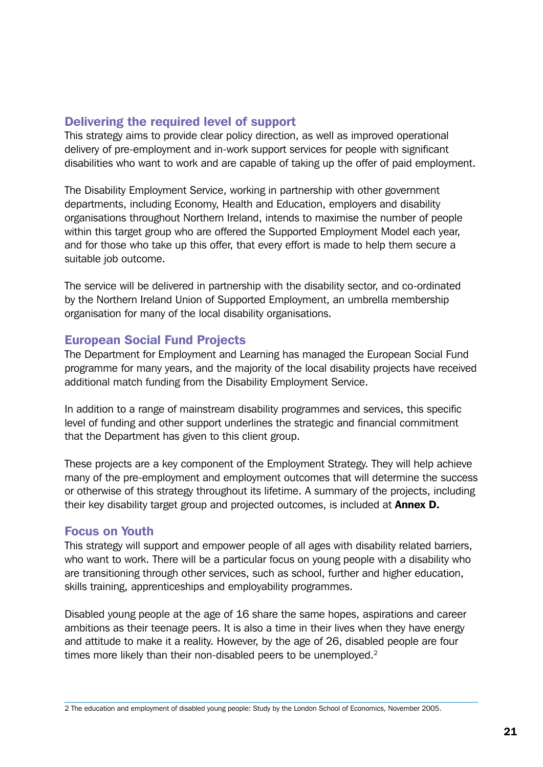## Delivering the required level of support

This strategy aims to provide clear policy direction, as well as improved operational delivery of pre-employment and in-work support services for people with significant disabilities who want to work and are capable of taking up the offer of paid employment.

The Disability Employment Service, working in partnership with other government departments, including Economy, Health and Education, employers and disability organisations throughout Northern Ireland, intends to maximise the number of people within this target group who are offered the Supported Employment Model each year, and for those who take up this offer, that every effort is made to help them secure a suitable job outcome.

The service will be delivered in partnership with the disability sector, and co-ordinated by the Northern Ireland Union of Supported Employment, an umbrella membership organisation for many of the local disability organisations.

## European Social Fund Projects

The Department for Employment and Learning has managed the European Social Fund programme for many years, and the majority of the local disability projects have received additional match funding from the Disability Employment Service.

In addition to a range of mainstream disability programmes and services, this specific level of funding and other support underlines the strategic and financial commitment that the Department has given to this client group.

These projects are a key component of the Employment Strategy. They will help achieve many of the pre-employment and employment outcomes that will determine the success or otherwise of this strategy throughout its lifetime. A summary of the projects, including their key disability target group and projected outcomes, is included at **Annex D.**

## Focus on Youth

This strategy will support and empower people of all ages with disability related barriers, who want to work. There will be a particular focus on young people with a disability who are transitioning through other services, such as school, further and higher education, skills training, apprenticeships and employability programmes.

Disabled young people at the age of 16 share the same hopes, aspirations and career ambitions as their teenage peers. It is also a time in their lives when they have energy and attitude to make it a reality. However, by the age of 26, disabled people are four times more likely than their non-disabled peers to be unemployed.[2]

---

2 The education and employment of disabled young people: Study by the London School of Economics, November 2005.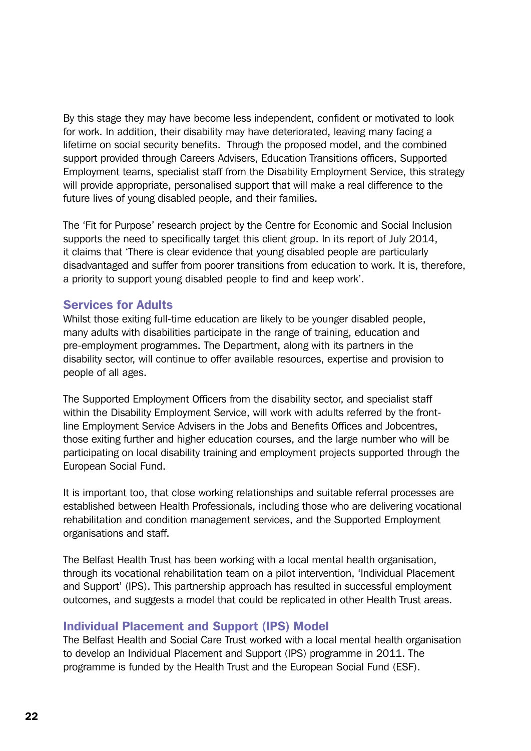By this stage they may have become less independent, confident or motivated to look for work. In addition, their disability may have deteriorated, leaving many facing a lifetime on social security benefits. Through the proposed model, and the combined support provided through Careers Advisers, Education Transitions officers, Supported Employment teams, specialist staff from the Disability Employment Service, this strategy will provide appropriate, personalised support that will make a real difference to the future lives of young disabled people, and their families.

The 'Fit for Purpose' research project by the Centre for Economic and Social Inclusion supports the need to specifically target this client group. In its report of July 2014, it claims that 'There is clear evidence that young disabled people are particularly disadvantaged and suffer from poorer transitions from education to work. It is, therefore, a priority to support young disabled people to find and keep work'.

## Services for Adults

Whilst those exiting full-time education are likely to be younger disabled people, many adults with disabilities participate in the range of training, education and pre-employment programmes. The Department, along with its partners in the disability sector, will continue to offer available resources, expertise and provision to people of all ages.

The Supported Employment Officers from the disability sector, and specialist staff within the Disability Employment Service, will work with adults referred by the front-line Employment Service Advisers in the Jobs and Benefits Offices and Jobcentres, those exiting further and higher education courses, and the large number who will be participating on local disability training and employment projects supported through the European Social Fund.

It is important too, that close working relationships and suitable referral processes are established between Health Professionals, including those who are delivering vocational rehabilitation and condition management services, and the Supported Employment organisations and staff.

The Belfast Health Trust has been working with a local mental health organisation, through its vocational rehabilitation team on a pilot intervention, 'Individual Placement and Support' (IPS). This partnership approach has resulted in successful employment outcomes, and suggests a model that could be replicated in other Health Trust areas.

## Individual Placement and Support (IPS) Model

The Belfast Health and Social Care Trust worked with a local mental health organisation to develop an Individual Placement and Support (IPS) programme in 2011. The programme is funded by the Health Trust and the European Social Fund (ESF).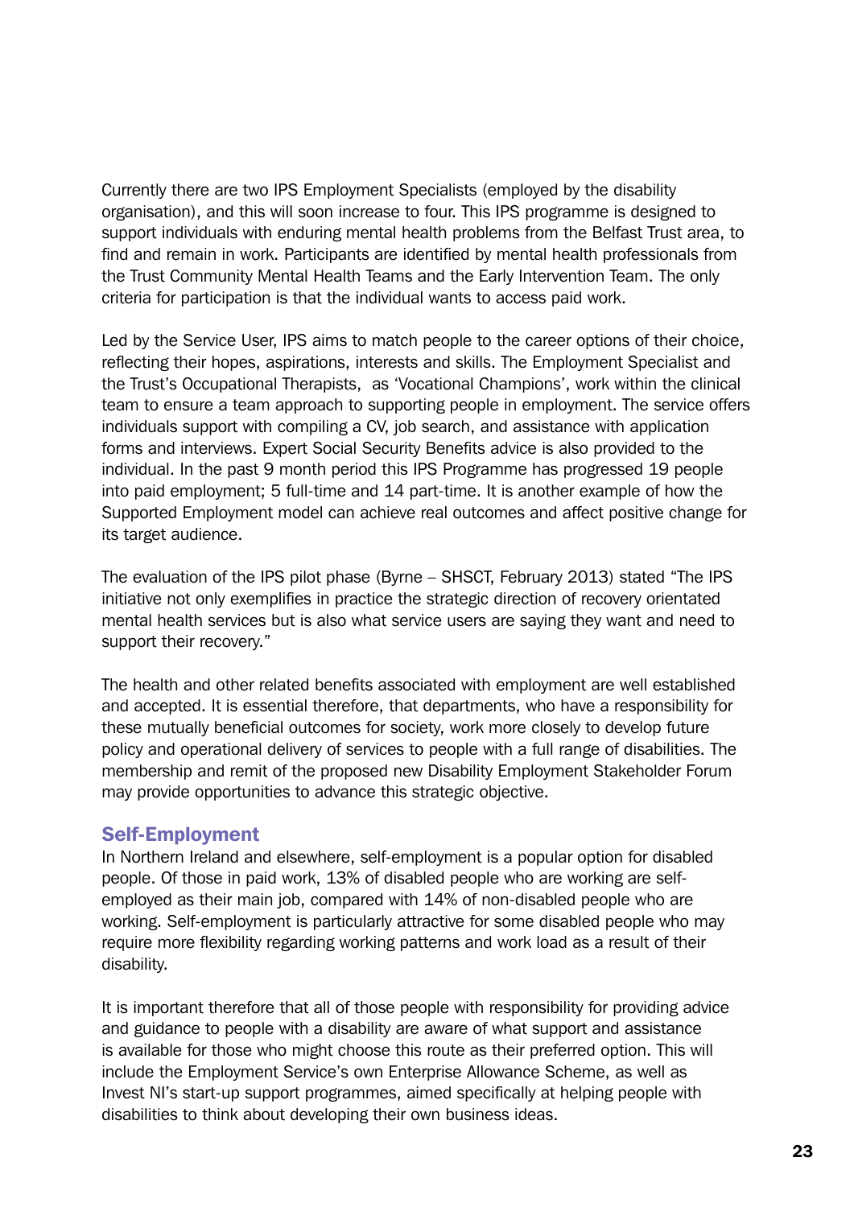Currently there are two IPS Employment Specialists (employed by the disability organisation), and this will soon increase to four. This IPS programme is designed to support individuals with enduring mental health problems from the Belfast Trust area, to find and remain in work. Participants are identified by mental health professionals from the Trust Community Mental Health Teams and the Early Intervention Team. The only criteria for participation is that the individual wants to access paid work.

Led by the Service User, IPS aims to match people to the career options of their choice, reflecting their hopes, aspirations, interests and skills. The Employment Specialist and the Trust's Occupational Therapists, as 'Vocational Champions', work within the clinical team to ensure a team approach to supporting people in employment. The service offers individuals support with compiling a CV, job search, and assistance with application forms and interviews. Expert Social Security Benefits advice is also provided to the individual. In the past 9 month period this IPS Programme has progressed 19 people into paid employment; 5 full-time and 14 part-time. It is another example of how the Supported Employment model can achieve real outcomes and affect positive change for its target audience.

The evaluation of the IPS pilot phase (Byrne – SHSCT, February 2013) stated "The IPS initiative not only exemplifies in practice the strategic direction of recovery orientated mental health services but is also what service users are saying they want and need to support their recovery."

The health and other related benefits associated with employment are well established and accepted. It is essential therefore, that departments, who have a responsibility for these mutually beneficial outcomes for society, work more closely to develop future policy and operational delivery of services to people with a full range of disabilities. The membership and remit of the proposed new Disability Employment Stakeholder Forum may provide opportunities to advance this strategic objective.

## Self-Employment

In Northern Ireland and elsewhere, self-employment is a popular option for disabled people. Of those in paid work, 13% of disabled people who are working are self-employed as their main job, compared with 14% of non-disabled people who are working. Self-employment is particularly attractive for some disabled people who may require more flexibility regarding working patterns and work load as a result of their disability.

It is important therefore that all of those people with responsibility for providing advice and guidance to people with a disability are aware of what support and assistance is available for those who might choose this route as their preferred option. This will include the Employment Service's own Enterprise Allowance Scheme, as well as Invest NI's start-up support programmes, aimed specifically at helping people with disabilities to think about developing their own business ideas.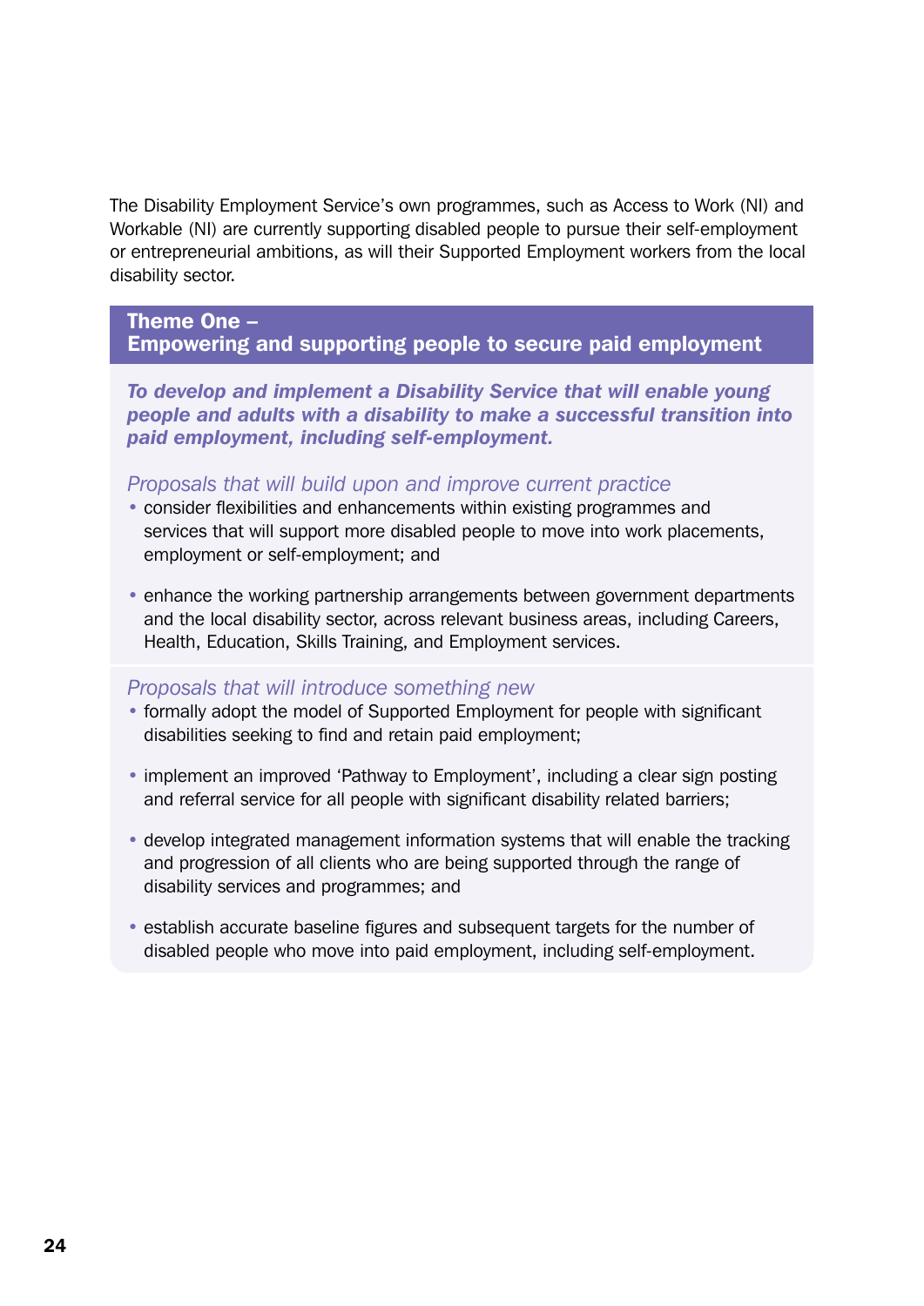The Disability Employment Service's own programmes, such as Access to Work (NI) and Workable (NI) are currently supporting disabled people to pursue their self-employment or entrepreneurial ambitions, as will their Supported Employment workers from the local disability sector.

## Theme One – Empowering and supporting people to secure paid employment

***To develop and implement a Disability Service that will enable young people and adults with a disability to make a successful transition into paid employment, including self-employment.***

*Proposals that will build upon and improve current practice*

- consider flexibilities and enhancements within existing programmes and services that will support more disabled people to move into work placements, employment or self-employment; and
- enhance the working partnership arrangements between government departments and the local disability sector, across relevant business areas, including Careers, Health, Education, Skills Training, and Employment services.

*Proposals that will introduce something new*

- formally adopt the model of Supported Employment for people with significant disabilities seeking to find and retain paid employment;
- implement an improved 'Pathway to Employment', including a clear sign posting and referral service for all people with significant disability related barriers;
- develop integrated management information systems that will enable the tracking and progression of all clients who are being supported through the range of disability services and programmes; and
- establish accurate baseline figures and subsequent targets for the number of disabled people who move into paid employment, including self-employment.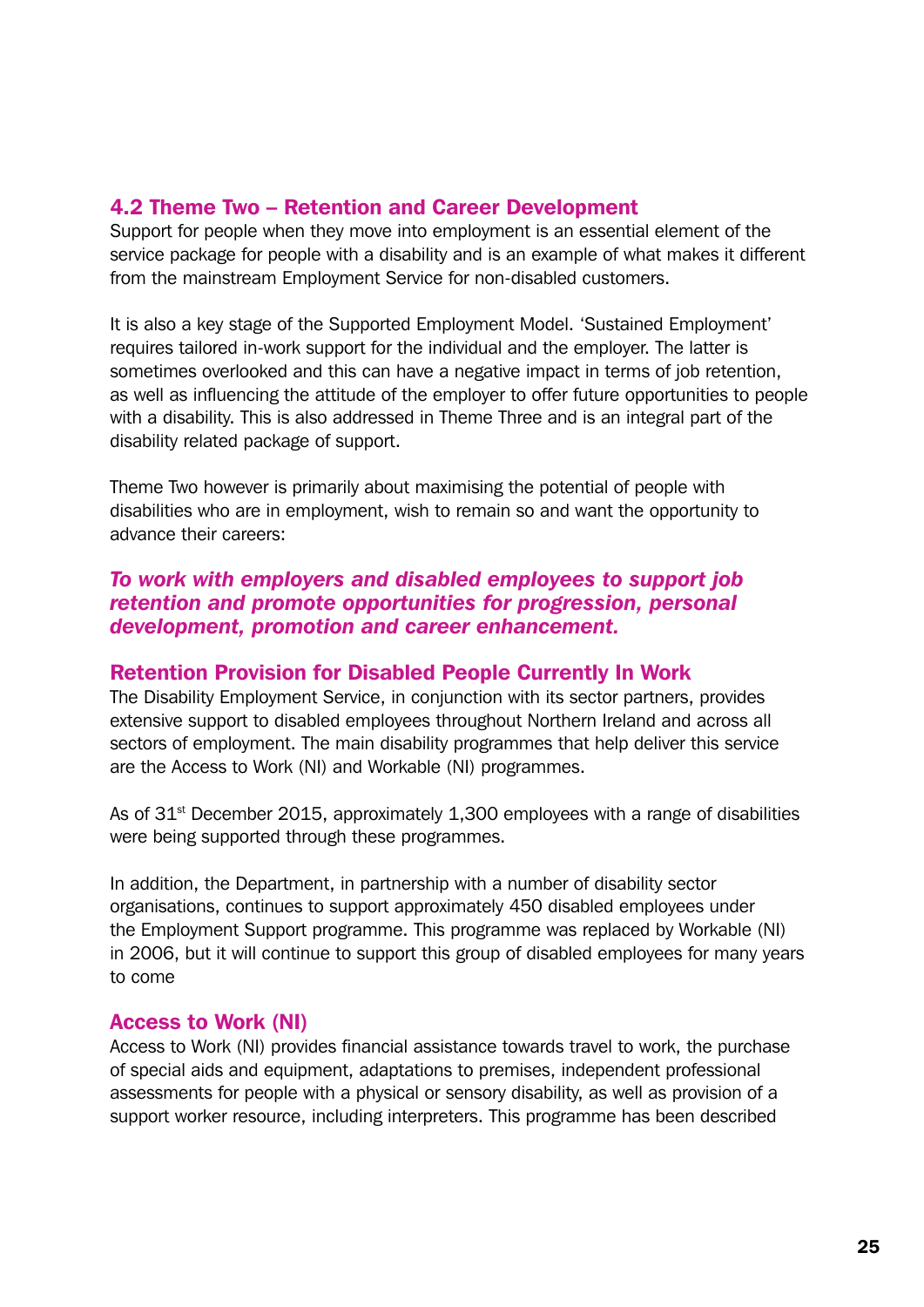## 4.2 Theme Two – Retention and Career Development

Support for people when they move into employment is an essential element of the service package for people with a disability and is an example of what makes it different from the mainstream Employment Service for non-disabled customers.

It is also a key stage of the Supported Employment Model. 'Sustained Employment' requires tailored in-work support for the individual and the employer. The latter is sometimes overlooked and this can have a negative impact in terms of job retention, as well as influencing the attitude of the employer to offer future opportunities to people with a disability. This is also addressed in Theme Three and is an integral part of the disability related package of support.

Theme Two however is primarily about maximising the potential of people with disabilities who are in employment, wish to remain so and want the opportunity to advance their careers:

***To work with employers and disabled employees to support job retention and promote opportunities for progression, personal development, promotion and career enhancement.***

### Retention Provision for Disabled People Currently In Work

The Disability Employment Service, in conjunction with its sector partners, provides extensive support to disabled employees throughout Northern Ireland and across all sectors of employment. The main disability programmes that help deliver this service are the Access to Work (NI) and Workable (NI) programmes.

As of 31st December 2015, approximately 1,300 employees with a range of disabilities were being supported through these programmes.

In addition, the Department, in partnership with a number of disability sector organisations, continues to support approximately 450 disabled employees under the Employment Support programme. This programme was replaced by Workable (NI) in 2006, but it will continue to support this group of disabled employees for many years to come

### Access to Work (NI)

Access to Work (NI) provides financial assistance towards travel to work, the purchase of special aids and equipment, adaptations to premises, independent professional assessments for people with a physical or sensory disability, as well as provision of a support worker resource, including interpreters. This programme has been described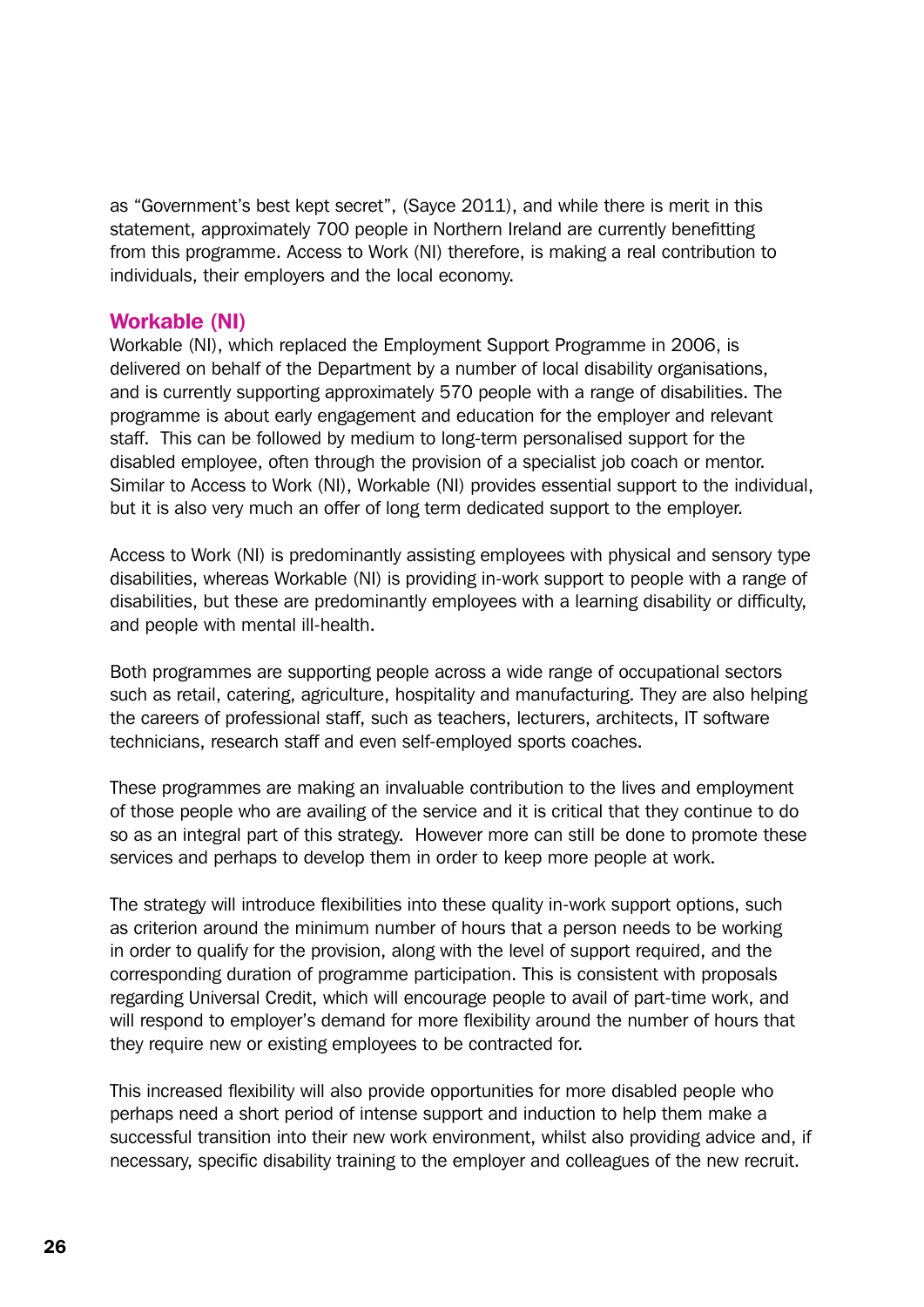as "Government's best kept secret", (Sayce 2011), and while there is merit in this statement, approximately 700 people in Northern Ireland are currently benefitting from this programme. Access to Work (NI) therefore, is making a real contribution to individuals, their employers and the local economy.

## Workable (NI)

Workable (NI), which replaced the Employment Support Programme in 2006, is delivered on behalf of the Department by a number of local disability organisations, and is currently supporting approximately 570 people with a range of disabilities. The programme is about early engagement and education for the employer and relevant staff. This can be followed by medium to long-term personalised support for the disabled employee, often through the provision of a specialist job coach or mentor. Similar to Access to Work (NI), Workable (NI) provides essential support to the individual, but it is also very much an offer of long term dedicated support to the employer.

Access to Work (NI) is predominantly assisting employees with physical and sensory type disabilities, whereas Workable (NI) is providing in-work support to people with a range of disabilities, but these are predominantly employees with a learning disability or difficulty, and people with mental ill-health.

Both programmes are supporting people across a wide range of occupational sectors such as retail, catering, agriculture, hospitality and manufacturing. They are also helping the careers of professional staff, such as teachers, lecturers, architects, IT software technicians, research staff and even self-employed sports coaches.

These programmes are making an invaluable contribution to the lives and employment of those people who are availing of the service and it is critical that they continue to do so as an integral part of this strategy. However more can still be done to promote these services and perhaps to develop them in order to keep more people at work.

The strategy will introduce flexibilities into these quality in-work support options, such as criterion around the minimum number of hours that a person needs to be working in order to qualify for the provision, along with the level of support required, and the corresponding duration of programme participation. This is consistent with proposals regarding Universal Credit, which will encourage people to avail of part-time work, and will respond to employer's demand for more flexibility around the number of hours that they require new or existing employees to be contracted for.

This increased flexibility will also provide opportunities for more disabled people who perhaps need a short period of intense support and induction to help them make a successful transition into their new work environment, whilst also providing advice and, if necessary, specific disability training to the employer and colleagues of the new recruit.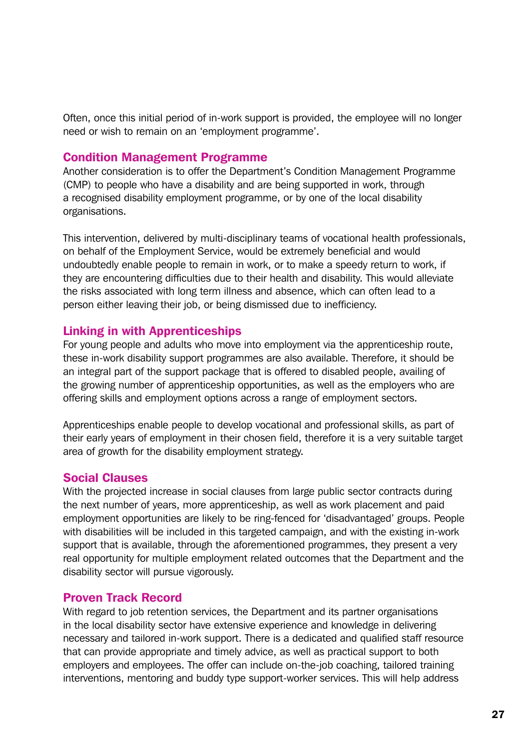Often, once this initial period of in-work support is provided, the employee will no longer need or wish to remain on an 'employment programme'.

### Condition Management Programme

Another consideration is to offer the Department's Condition Management Programme (CMP) to people who have a disability and are being supported in work, through a recognised disability employment programme, or by one of the local disability organisations.

This intervention, delivered by multi-disciplinary teams of vocational health professionals, on behalf of the Employment Service, would be extremely beneficial and would undoubtedly enable people to remain in work, or to make a speedy return to work, if they are encountering difficulties due to their health and disability. This would alleviate the risks associated with long term illness and absence, which can often lead to a person either leaving their job, or being dismissed due to inefficiency.

### Linking in with Apprenticeships

For young people and adults who move into employment via the apprenticeship route, these in-work disability support programmes are also available. Therefore, it should be an integral part of the support package that is offered to disabled people, availing of the growing number of apprenticeship opportunities, as well as the employers who are offering skills and employment options across a range of employment sectors.

Apprenticeships enable people to develop vocational and professional skills, as part of their early years of employment in their chosen field, therefore it is a very suitable target area of growth for the disability employment strategy.

### Social Clauses

With the projected increase in social clauses from large public sector contracts during the next number of years, more apprenticeship, as well as work placement and paid employment opportunities are likely to be ring-fenced for 'disadvantaged' groups. People with disabilities will be included in this targeted campaign, and with the existing in-work support that is available, through the aforementioned programmes, they present a very real opportunity for multiple employment related outcomes that the Department and the disability sector will pursue vigorously.

### Proven Track Record

With regard to job retention services, the Department and its partner organisations in the local disability sector have extensive experience and knowledge in delivering necessary and tailored in-work support. There is a dedicated and qualified staff resource that can provide appropriate and timely advice, as well as practical support to both employers and employees. The offer can include on-the-job coaching, tailored training interventions, mentoring and buddy type support-worker services. This will help address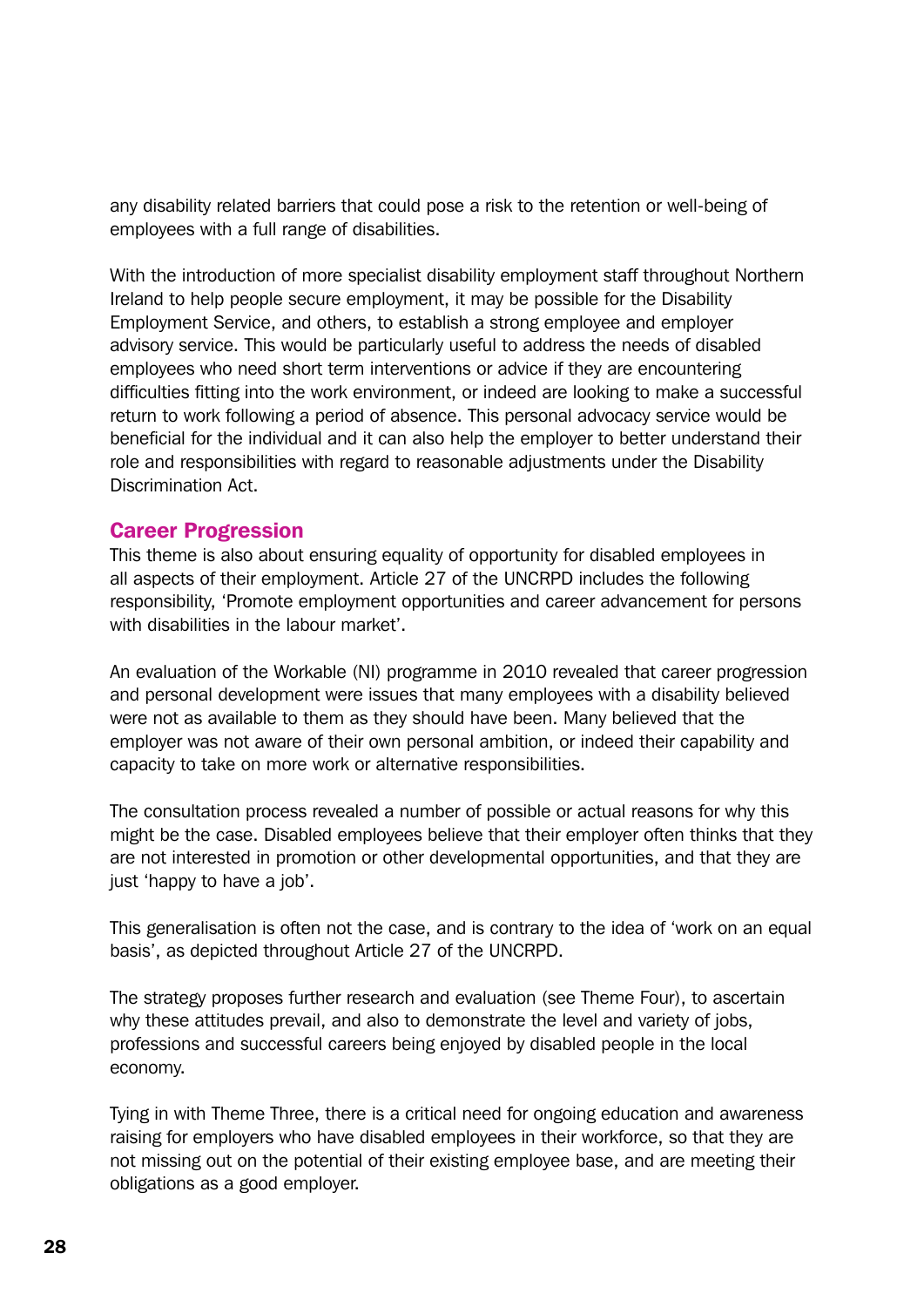any disability related barriers that could pose a risk to the retention or well-being of employees with a full range of disabilities.

With the introduction of more specialist disability employment staff throughout Northern Ireland to help people secure employment, it may be possible for the Disability Employment Service, and others, to establish a strong employee and employer advisory service. This would be particularly useful to address the needs of disabled employees who need short term interventions or advice if they are encountering difficulties fitting into the work environment, or indeed are looking to make a successful return to work following a period of absence. This personal advocacy service would be beneficial for the individual and it can also help the employer to better understand their role and responsibilities with regard to reasonable adjustments under the Disability Discrimination Act.

## Career Progression

This theme is also about ensuring equality of opportunity for disabled employees in all aspects of their employment. Article 27 of the UNCRPD includes the following responsibility, 'Promote employment opportunities and career advancement for persons with disabilities in the labour market'.

An evaluation of the Workable (NI) programme in 2010 revealed that career progression and personal development were issues that many employees with a disability believed were not as available to them as they should have been. Many believed that the employer was not aware of their own personal ambition, or indeed their capability and capacity to take on more work or alternative responsibilities.

The consultation process revealed a number of possible or actual reasons for why this might be the case. Disabled employees believe that their employer often thinks that they are not interested in promotion or other developmental opportunities, and that they are just 'happy to have a job'.

This generalisation is often not the case, and is contrary to the idea of 'work on an equal basis', as depicted throughout Article 27 of the UNCRPD.

The strategy proposes further research and evaluation (see Theme Four), to ascertain why these attitudes prevail, and also to demonstrate the level and variety of jobs, professions and successful careers being enjoyed by disabled people in the local economy.

Tying in with Theme Three, there is a critical need for ongoing education and awareness raising for employers who have disabled employees in their workforce, so that they are not missing out on the potential of their existing employee base, and are meeting their obligations as a good employer.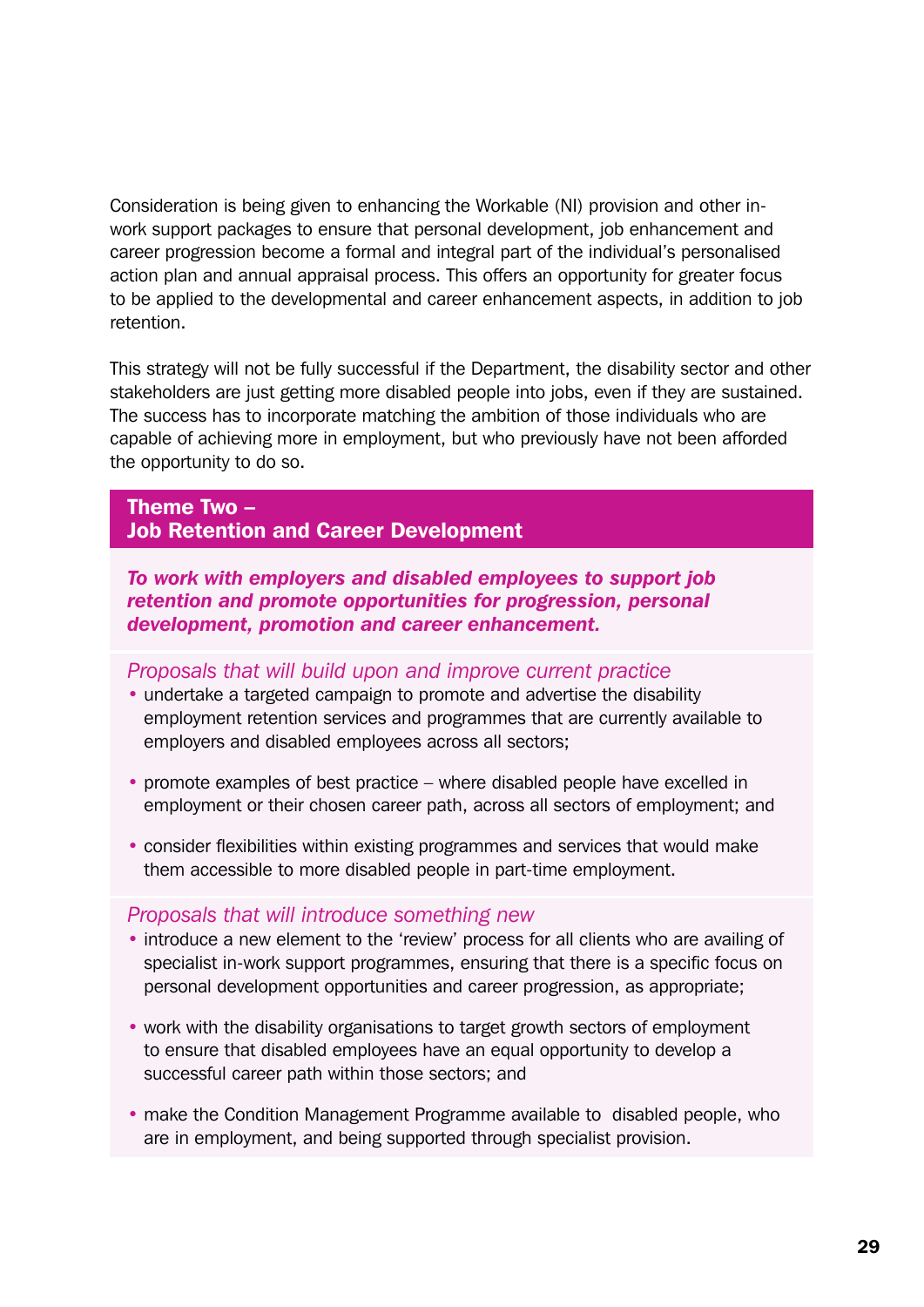Consideration is being given to enhancing the Workable (NI) provision and other in-work support packages to ensure that personal development, job enhancement and career progression become a formal and integral part of the individual's personalised action plan and annual appraisal process. This offers an opportunity for greater focus to be applied to the developmental and career enhancement aspects, in addition to job retention.

This strategy will not be fully successful if the Department, the disability sector and other stakeholders are just getting more disabled people into jobs, even if they are sustained. The success has to incorporate matching the ambition of those individuals who are capable of achieving more in employment, but who previously have not been afforded the opportunity to do so.

## Theme Two – Job Retention and Career Development

***To work with employers and disabled employees to support job retention and promote opportunities for progression, personal development, promotion and career enhancement.***

*Proposals that will build upon and improve current practice*

- undertake a targeted campaign to promote and advertise the disability employment retention services and programmes that are currently available to employers and disabled employees across all sectors;
- promote examples of best practice – where disabled people have excelled in employment or their chosen career path, across all sectors of employment; and
- consider flexibilities within existing programmes and services that would make them accessible to more disabled people in part-time employment.

*Proposals that will introduce something new*

- introduce a new element to the 'review' process for all clients who are availing of specialist in-work support programmes, ensuring that there is a specific focus on personal development opportunities and career progression, as appropriate;
- work with the disability organisations to target growth sectors of employment to ensure that disabled employees have an equal opportunity to develop a successful career path within those sectors; and
- make the Condition Management Programme available to disabled people, who are in employment, and being supported through specialist provision.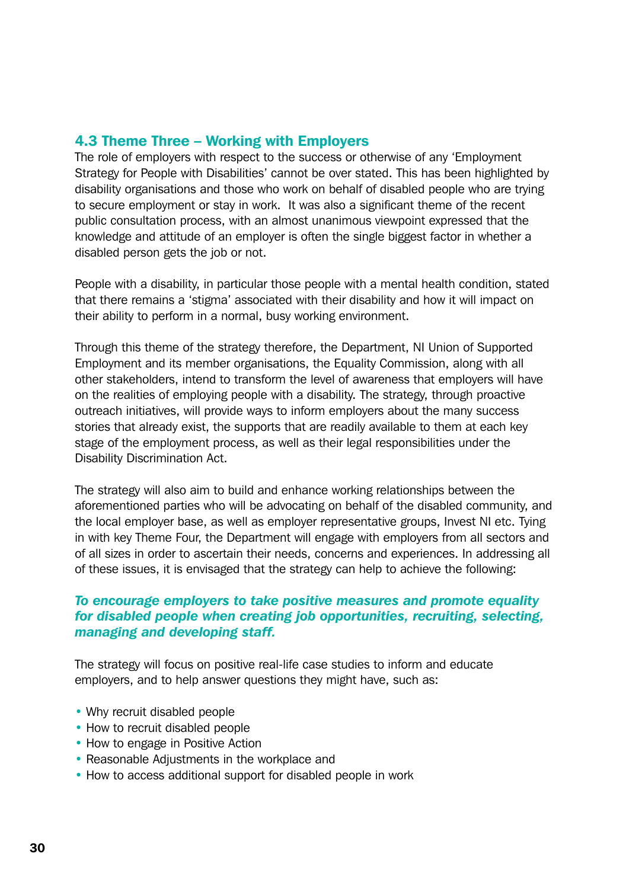## 4.3 Theme Three – Working with Employers

The role of employers with respect to the success or otherwise of any 'Employment Strategy for People with Disabilities' cannot be over stated. This has been highlighted by disability organisations and those who work on behalf of disabled people who are trying to secure employment or stay in work. It was also a significant theme of the recent public consultation process, with an almost unanimous viewpoint expressed that the knowledge and attitude of an employer is often the single biggest factor in whether a disabled person gets the job or not.

People with a disability, in particular those people with a mental health condition, stated that there remains a 'stigma' associated with their disability and how it will impact on their ability to perform in a normal, busy working environment.

Through this theme of the strategy therefore, the Department, NI Union of Supported Employment and its member organisations, the Equality Commission, along with all other stakeholders, intend to transform the level of awareness that employers will have on the realities of employing people with a disability. The strategy, through proactive outreach initiatives, will provide ways to inform employers about the many success stories that already exist, the supports that are readily available to them at each key stage of the employment process, as well as their legal responsibilities under the Disability Discrimination Act.

The strategy will also aim to build and enhance working relationships between the aforementioned parties who will be advocating on behalf of the disabled community, and the local employer base, as well as employer representative groups, Invest NI etc. Tying in with key Theme Four, the Department will engage with employers from all sectors and of all sizes in order to ascertain their needs, concerns and experiences. In addressing all of these issues, it is envisaged that the strategy can help to achieve the following:

***To encourage employers to take positive measures and promote equality for disabled people when creating job opportunities, recruiting, selecting, managing and developing staff.***

The strategy will focus on positive real-life case studies to inform and educate employers, and to help answer questions they might have, such as:

- Why recruit disabled people
- How to recruit disabled people
- How to engage in Positive Action
- Reasonable Adjustments in the workplace and
- How to access additional support for disabled people in work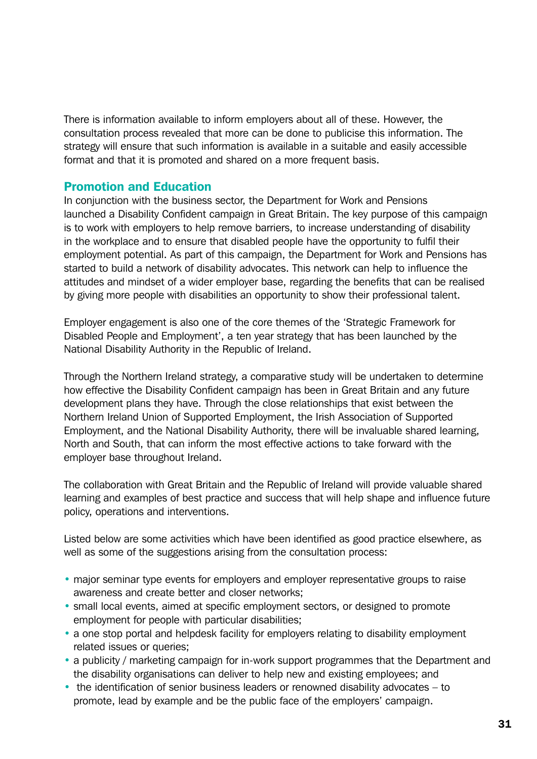There is information available to inform employers about all of these. However, the consultation process revealed that more can be done to publicise this information. The strategy will ensure that such information is available in a suitable and easily accessible format and that it is promoted and shared on a more frequent basis.

## Promotion and Education

In conjunction with the business sector, the Department for Work and Pensions launched a Disability Confident campaign in Great Britain. The key purpose of this campaign is to work with employers to help remove barriers, to increase understanding of disability in the workplace and to ensure that disabled people have the opportunity to fulfil their employment potential. As part of this campaign, the Department for Work and Pensions has started to build a network of disability advocates. This network can help to influence the attitudes and mindset of a wider employer base, regarding the benefits that can be realised by giving more people with disabilities an opportunity to show their professional talent.

Employer engagement is also one of the core themes of the 'Strategic Framework for Disabled People and Employment', a ten year strategy that has been launched by the National Disability Authority in the Republic of Ireland.

Through the Northern Ireland strategy, a comparative study will be undertaken to determine how effective the Disability Confident campaign has been in Great Britain and any future development plans they have. Through the close relationships that exist between the Northern Ireland Union of Supported Employment, the Irish Association of Supported Employment, and the National Disability Authority, there will be invaluable shared learning, North and South, that can inform the most effective actions to take forward with the employer base throughout Ireland.

The collaboration with Great Britain and the Republic of Ireland will provide valuable shared learning and examples of best practice and success that will help shape and influence future policy, operations and interventions.

Listed below are some activities which have been identified as good practice elsewhere, as well as some of the suggestions arising from the consultation process:

- major seminar type events for employers and employer representative groups to raise awareness and create better and closer networks;
- small local events, aimed at specific employment sectors, or designed to promote employment for people with particular disabilities;
- a one stop portal and helpdesk facility for employers relating to disability employment related issues or queries;
- a publicity / marketing campaign for in-work support programmes that the Department and the disability organisations can deliver to help new and existing employees; and
- the identification of senior business leaders or renowned disability advocates – to promote, lead by example and be the public face of the employers' campaign.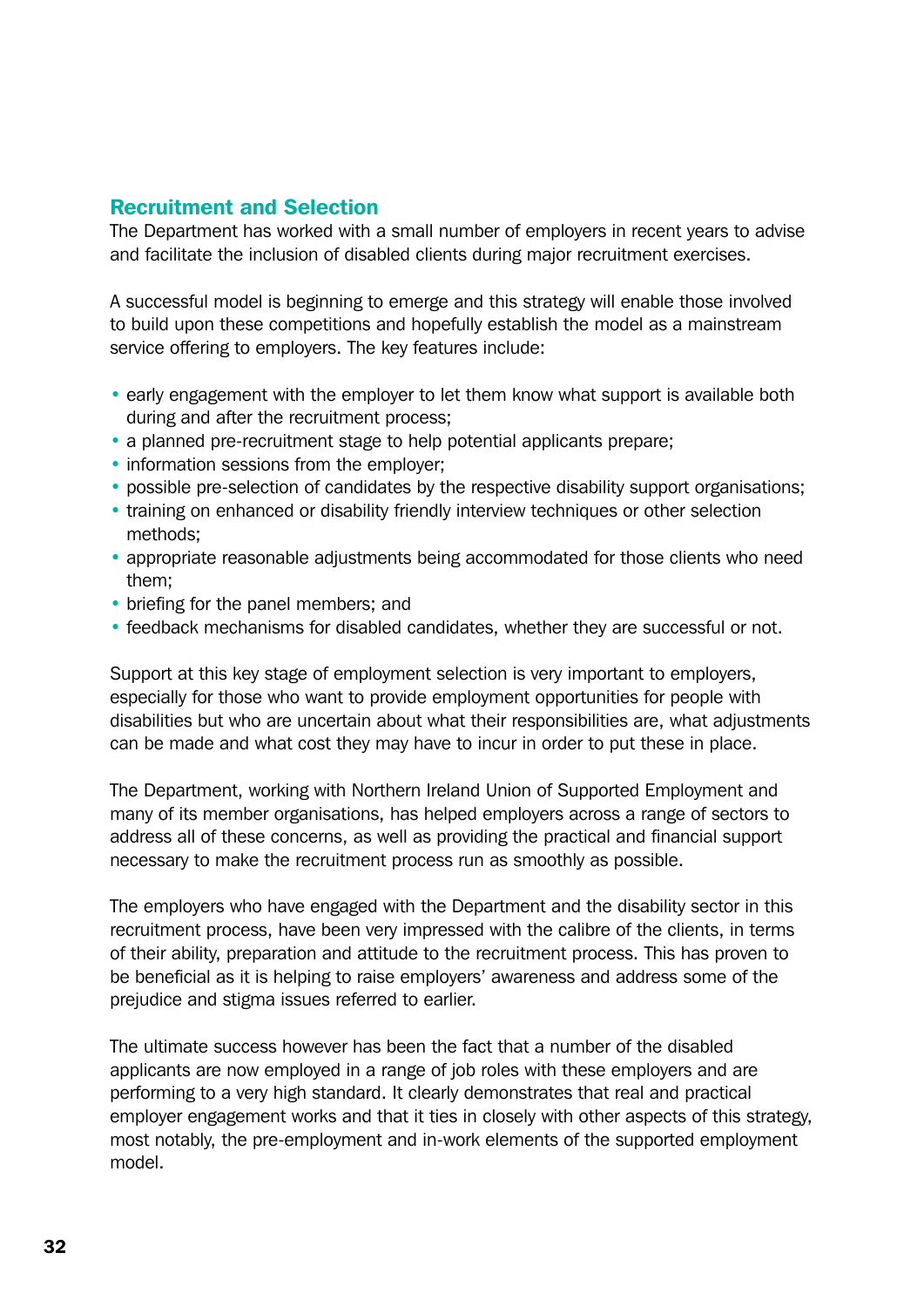## Recruitment and Selection

The Department has worked with a small number of employers in recent years to advise and facilitate the inclusion of disabled clients during major recruitment exercises.

A successful model is beginning to emerge and this strategy will enable those involved to build upon these competitions and hopefully establish the model as a mainstream service offering to employers. The key features include:

- early engagement with the employer to let them know what support is available both during and after the recruitment process;
- a planned pre-recruitment stage to help potential applicants prepare;
- information sessions from the employer;
- possible pre-selection of candidates by the respective disability support organisations;
- training on enhanced or disability friendly interview techniques or other selection methods;
- appropriate reasonable adjustments being accommodated for those clients who need them;
- briefing for the panel members; and
- feedback mechanisms for disabled candidates, whether they are successful or not.

Support at this key stage of employment selection is very important to employers, especially for those who want to provide employment opportunities for people with disabilities but who are uncertain about what their responsibilities are, what adjustments can be made and what cost they may have to incur in order to put these in place.

The Department, working with Northern Ireland Union of Supported Employment and many of its member organisations, has helped employers across a range of sectors to address all of these concerns, as well as providing the practical and financial support necessary to make the recruitment process run as smoothly as possible.

The employers who have engaged with the Department and the disability sector in this recruitment process, have been very impressed with the calibre of the clients, in terms of their ability, preparation and attitude to the recruitment process. This has proven to be beneficial as it is helping to raise employers' awareness and address some of the prejudice and stigma issues referred to earlier.

The ultimate success however has been the fact that a number of the disabled applicants are now employed in a range of job roles with these employers and are performing to a very high standard. It clearly demonstrates that real and practical employer engagement works and that it ties in closely with other aspects of this strategy, most notably, the pre-employment and in-work elements of the supported employment model.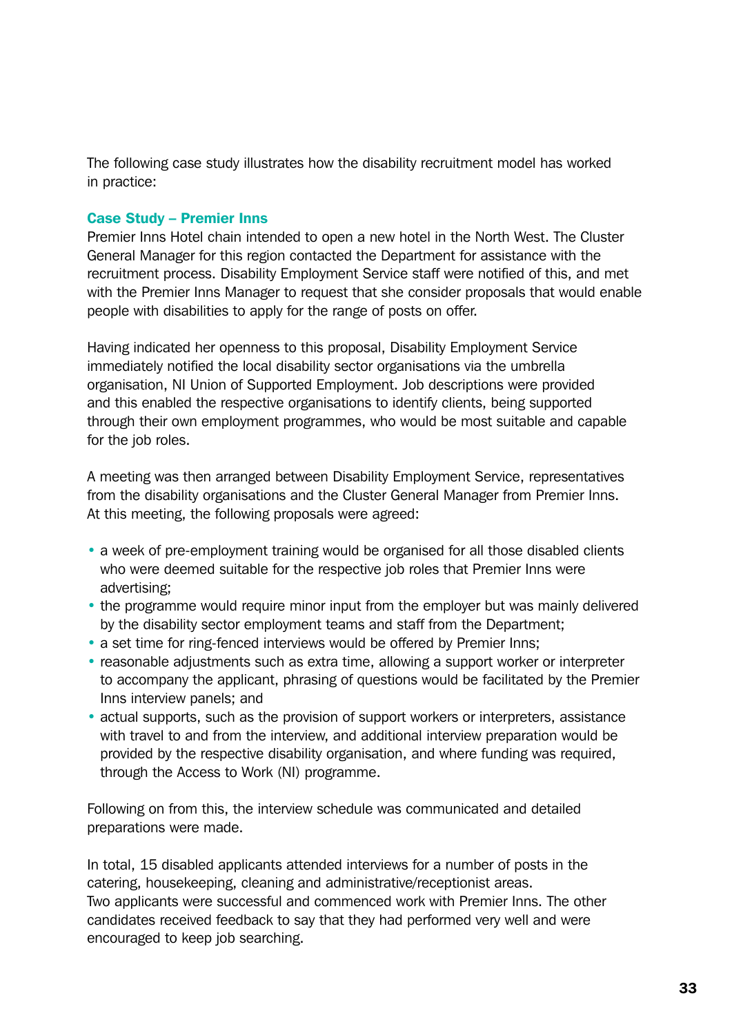The following case study illustrates how the disability recruitment model has worked in practice:

### Case Study – Premier Inns

Premier Inns Hotel chain intended to open a new hotel in the North West. The Cluster General Manager for this region contacted the Department for assistance with the recruitment process. Disability Employment Service staff were notified of this, and met with the Premier Inns Manager to request that she consider proposals that would enable people with disabilities to apply for the range of posts on offer.

Having indicated her openness to this proposal, Disability Employment Service immediately notified the local disability sector organisations via the umbrella organisation, NI Union of Supported Employment. Job descriptions were provided and this enabled the respective organisations to identify clients, being supported through their own employment programmes, who would be most suitable and capable for the job roles.

A meeting was then arranged between Disability Employment Service, representatives from the disability organisations and the Cluster General Manager from Premier Inns. At this meeting, the following proposals were agreed:

- a week of pre-employment training would be organised for all those disabled clients who were deemed suitable for the respective job roles that Premier Inns were advertising;
- the programme would require minor input from the employer but was mainly delivered by the disability sector employment teams and staff from the Department;
- a set time for ring-fenced interviews would be offered by Premier Inns;
- reasonable adjustments such as extra time, allowing a support worker or interpreter to accompany the applicant, phrasing of questions would be facilitated by the Premier Inns interview panels; and
- actual supports, such as the provision of support workers or interpreters, assistance with travel to and from the interview, and additional interview preparation would be provided by the respective disability organisation, and where funding was required, through the Access to Work (NI) programme.

Following on from this, the interview schedule was communicated and detailed preparations were made.

In total, 15 disabled applicants attended interviews for a number of posts in the catering, housekeeping, cleaning and administrative/receptionist areas. Two applicants were successful and commenced work with Premier Inns. The other candidates received feedback to say that they had performed very well and were encouraged to keep job searching.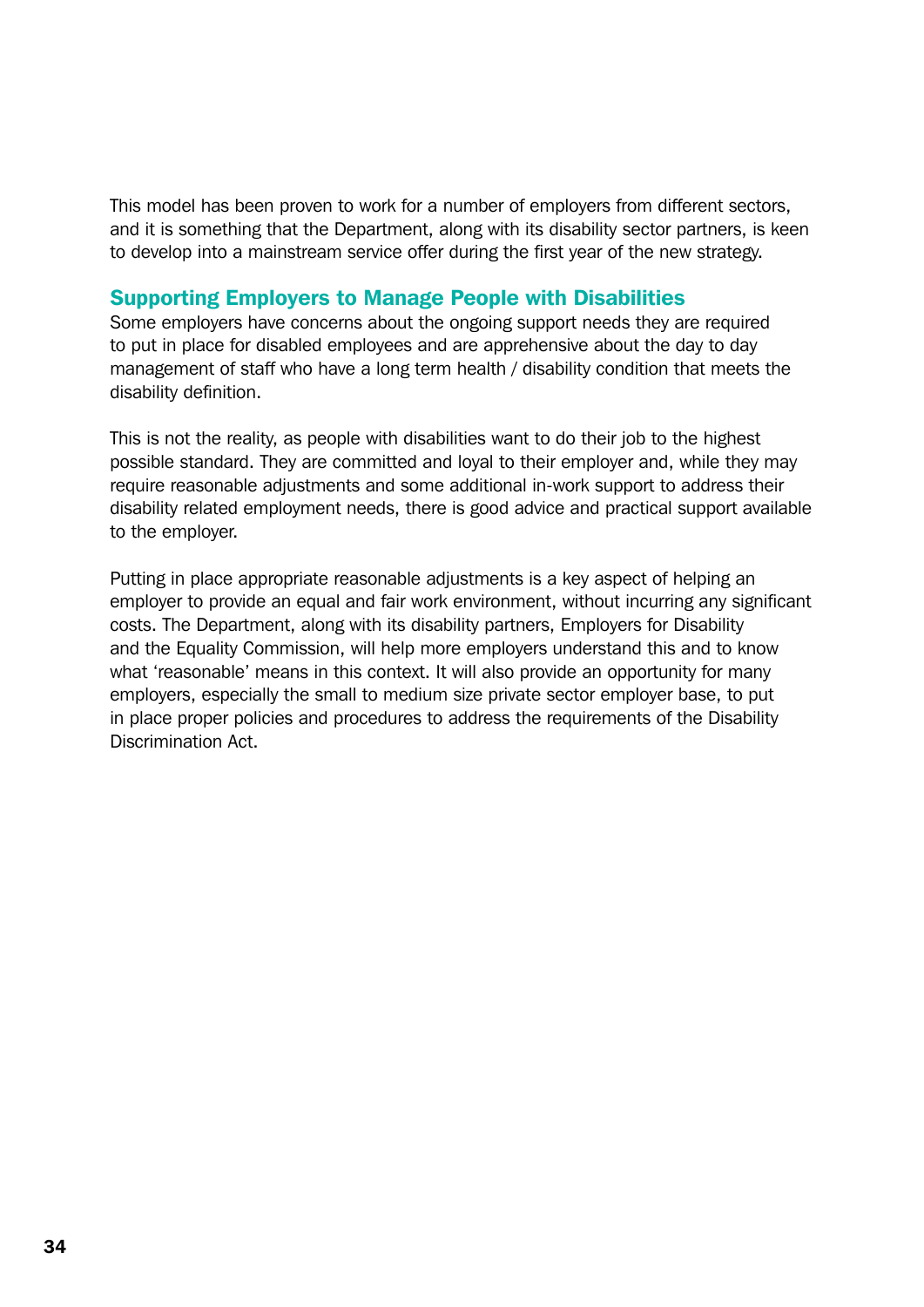This model has been proven to work for a number of employers from different sectors, and it is something that the Department, along with its disability sector partners, is keen to develop into a mainstream service offer during the first year of the new strategy.

## Supporting Employers to Manage People with Disabilities

Some employers have concerns about the ongoing support needs they are required to put in place for disabled employees and are apprehensive about the day to day management of staff who have a long term health / disability condition that meets the disability definition.

This is not the reality, as people with disabilities want to do their job to the highest possible standard. They are committed and loyal to their employer and, while they may require reasonable adjustments and some additional in-work support to address their disability related employment needs, there is good advice and practical support available to the employer.

Putting in place appropriate reasonable adjustments is a key aspect of helping an employer to provide an equal and fair work environment, without incurring any significant costs. The Department, along with its disability partners, Employers for Disability and the Equality Commission, will help more employers understand this and to know what 'reasonable' means in this context. It will also provide an opportunity for many employers, especially the small to medium size private sector employer base, to put in place proper policies and procedures to address the requirements of the Disability Discrimination Act.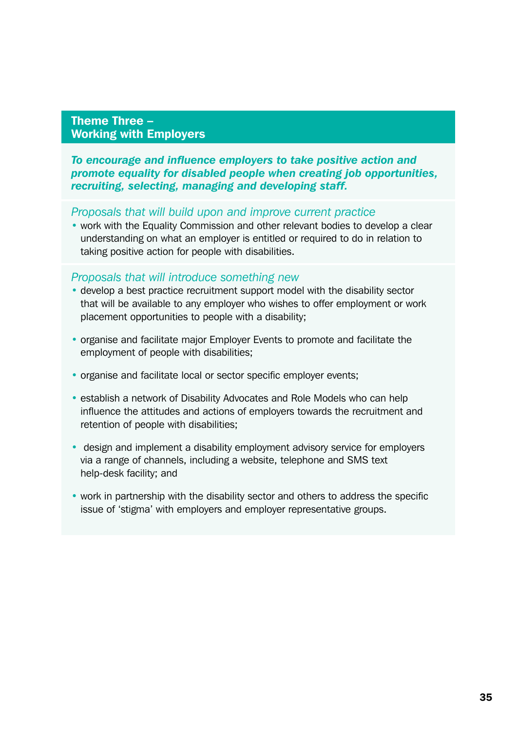## Theme Three – Working with Employers

***To encourage and influence employers to take positive action and promote equality for disabled people when creating job opportunities, recruiting, selecting, managing and developing staff.***

*Proposals that will build upon and improve current practice*

- work with the Equality Commission and other relevant bodies to develop a clear understanding on what an employer is entitled or required to do in relation to taking positive action for people with disabilities.

*Proposals that will introduce something new*

- develop a best practice recruitment support model with the disability sector that will be available to any employer who wishes to offer employment or work placement opportunities to people with a disability;
- organise and facilitate major Employer Events to promote and facilitate the employment of people with disabilities;
- organise and facilitate local or sector specific employer events;
- establish a network of Disability Advocates and Role Models who can help influence the attitudes and actions of employers towards the recruitment and retention of people with disabilities;
- design and implement a disability employment advisory service for employers via a range of channels, including a website, telephone and SMS text help-desk facility; and
- work in partnership with the disability sector and others to address the specific issue of 'stigma' with employers and employer representative groups.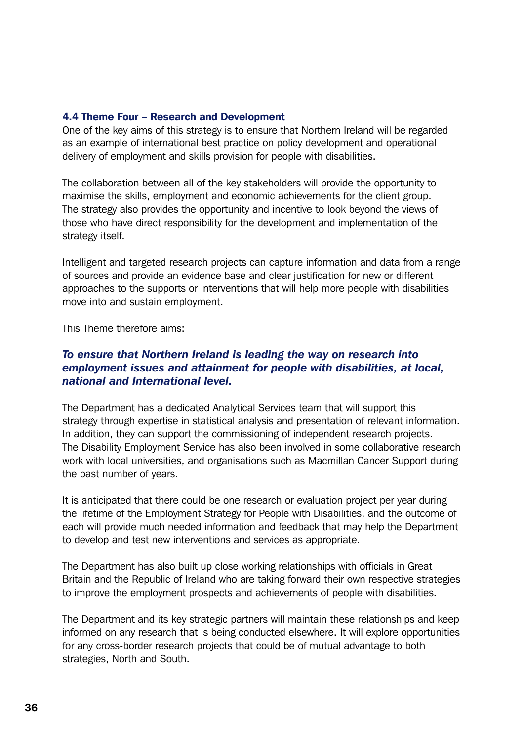### 4.4 Theme Four – Research and Development

One of the key aims of this strategy is to ensure that Northern Ireland will be regarded as an example of international best practice on policy development and operational delivery of employment and skills provision for people with disabilities.

The collaboration between all of the key stakeholders will provide the opportunity to maximise the skills, employment and economic achievements for the client group. The strategy also provides the opportunity and incentive to look beyond the views of those who have direct responsibility for the development and implementation of the strategy itself.

Intelligent and targeted research projects can capture information and data from a range of sources and provide an evidence base and clear justification for new or different approaches to the supports or interventions that will help more people with disabilities move into and sustain employment.

This Theme therefore aims:

***To ensure that Northern Ireland is leading the way on research into employment issues and attainment for people with disabilities, at local, national and International level.***

The Department has a dedicated Analytical Services team that will support this strategy through expertise in statistical analysis and presentation of relevant information. In addition, they can support the commissioning of independent research projects. The Disability Employment Service has also been involved in some collaborative research work with local universities, and organisations such as Macmillan Cancer Support during the past number of years.

It is anticipated that there could be one research or evaluation project per year during the lifetime of the Employment Strategy for People with Disabilities, and the outcome of each will provide much needed information and feedback that may help the Department to develop and test new interventions and services as appropriate.

The Department has also built up close working relationships with officials in Great Britain and the Republic of Ireland who are taking forward their own respective strategies to improve the employment prospects and achievements of people with disabilities.

The Department and its key strategic partners will maintain these relationships and keep informed on any research that is being conducted elsewhere. It will explore opportunities for any cross-border research projects that could be of mutual advantage to both strategies, North and South.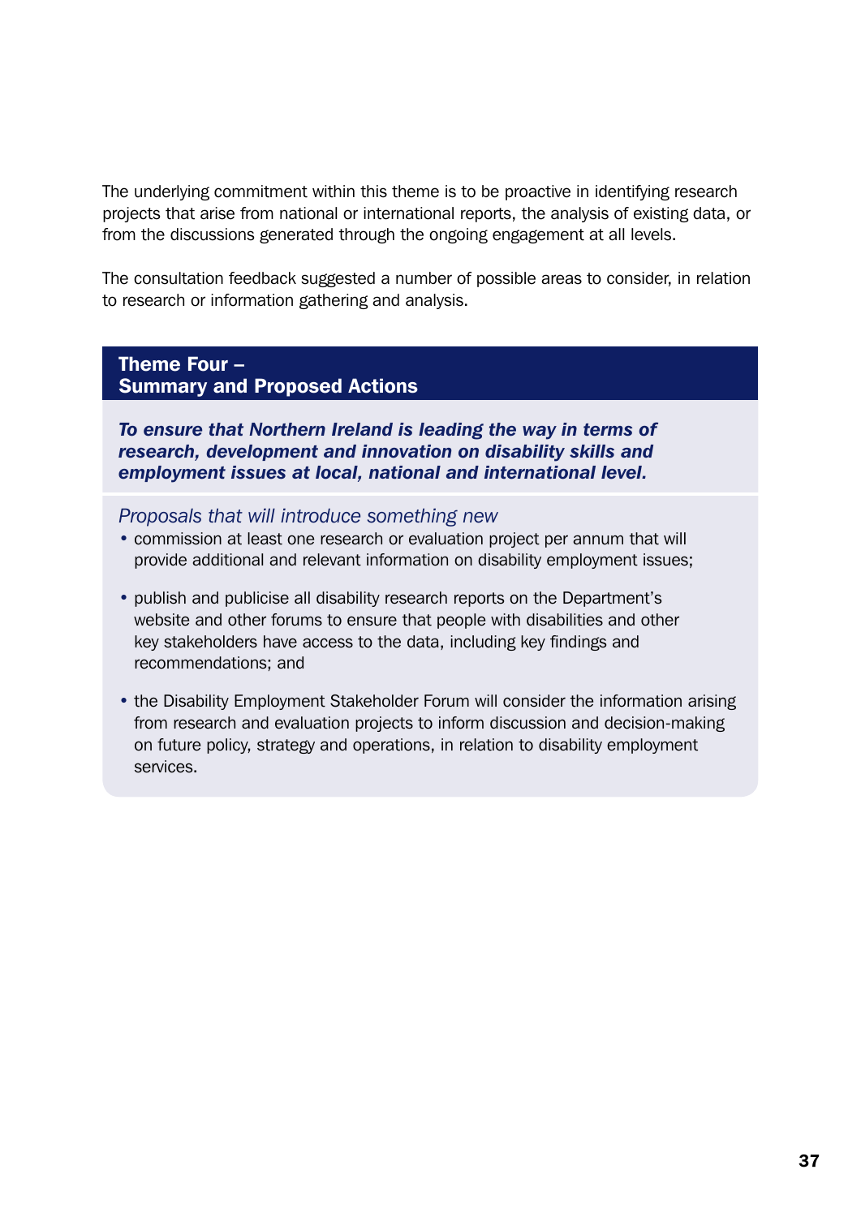The underlying commitment within this theme is to be proactive in identifying research projects that arise from national or international reports, the analysis of existing data, or from the discussions generated through the ongoing engagement at all levels.

The consultation feedback suggested a number of possible areas to consider, in relation to research or information gathering and analysis.

## Theme Four – Summary and Proposed Actions

***To ensure that Northern Ireland is leading the way in terms of research, development and innovation on disability skills and employment issues at local, national and international level.***

*Proposals that will introduce something new*

- commission at least one research or evaluation project per annum that will provide additional and relevant information on disability employment issues;
- publish and publicise all disability research reports on the Department's website and other forums to ensure that people with disabilities and other key stakeholders have access to the data, including key findings and recommendations; and
- the Disability Employment Stakeholder Forum will consider the information arising from research and evaluation projects to inform discussion and decision-making on future policy, strategy and operations, in relation to disability employment services.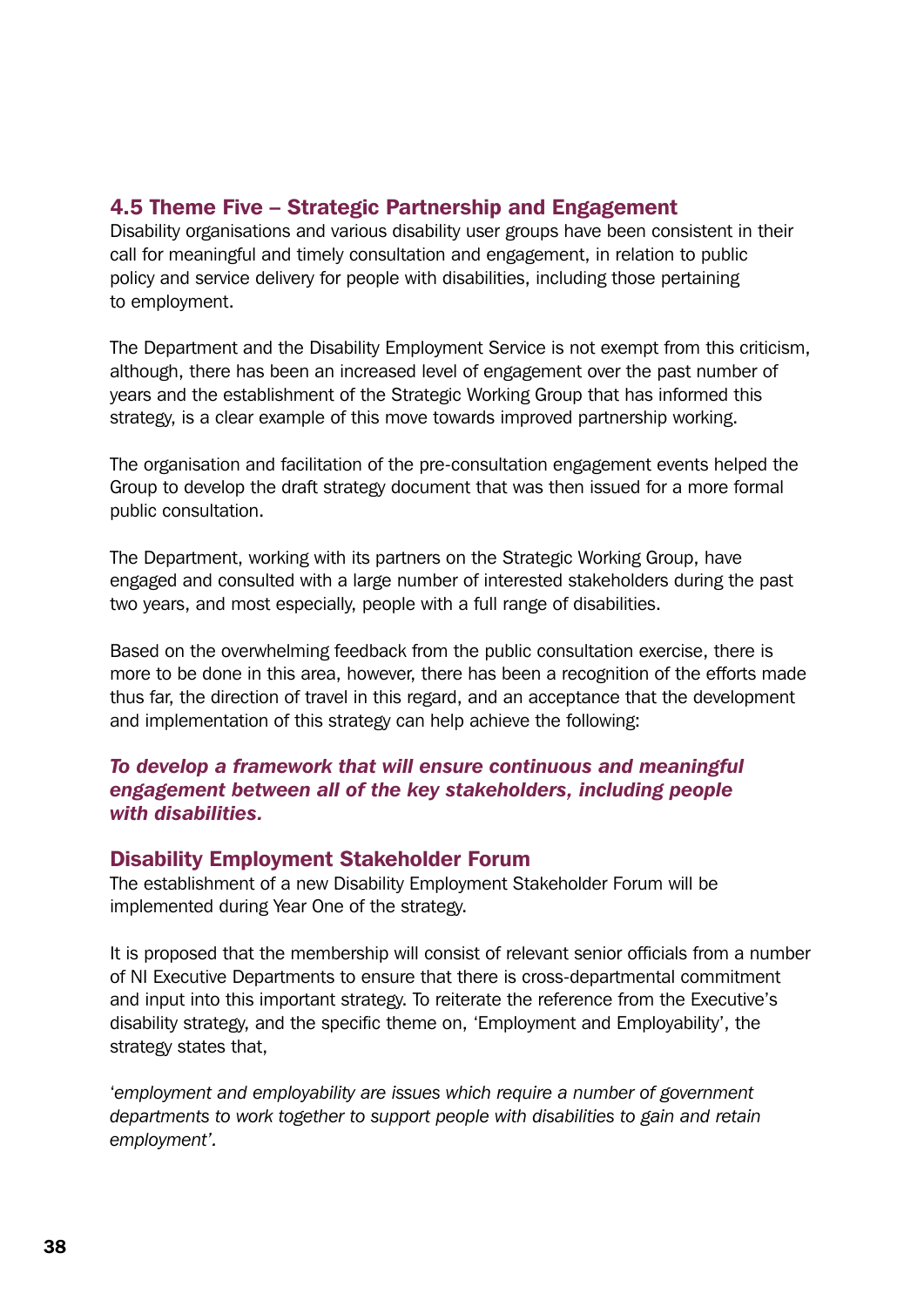## 4.5 Theme Five – Strategic Partnership and Engagement

Disability organisations and various disability user groups have been consistent in their call for meaningful and timely consultation and engagement, in relation to public policy and service delivery for people with disabilities, including those pertaining to employment.

The Department and the Disability Employment Service is not exempt from this criticism, although, there has been an increased level of engagement over the past number of years and the establishment of the Strategic Working Group that has informed this strategy, is a clear example of this move towards improved partnership working.

The organisation and facilitation of the pre-consultation engagement events helped the Group to develop the draft strategy document that was then issued for a more formal public consultation.

The Department, working with its partners on the Strategic Working Group, have engaged and consulted with a large number of interested stakeholders during the past two years, and most especially, people with a full range of disabilities.

Based on the overwhelming feedback from the public consultation exercise, there is more to be done in this area, however, there has been a recognition of the efforts made thus far, the direction of travel in this regard, and an acceptance that the development and implementation of this strategy can help achieve the following:

***To develop a framework that will ensure continuous and meaningful engagement between all of the key stakeholders, including people with disabilities.***

### Disability Employment Stakeholder Forum

The establishment of a new Disability Employment Stakeholder Forum will be implemented during Year One of the strategy.

It is proposed that the membership will consist of relevant senior officials from a number of NI Executive Departments to ensure that there is cross-departmental commitment and input into this important strategy. To reiterate the reference from the Executive's disability strategy, and the specific theme on, 'Employment and Employability', the strategy states that,

'*employment and employability are issues which require a number of government departments to work together to support people with disabilities to gain and retain employment*'.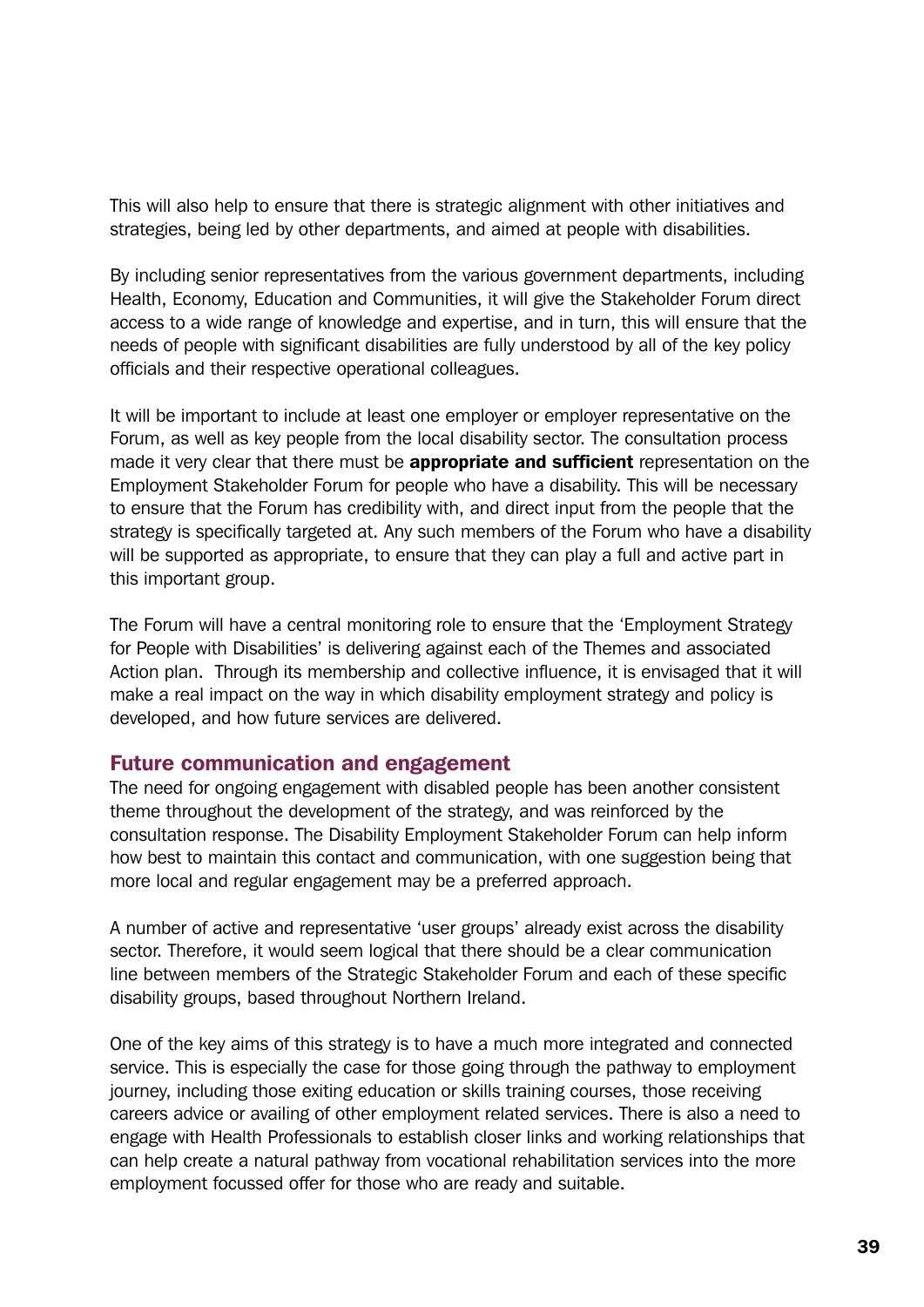This will also help to ensure that there is strategic alignment with other initiatives and strategies, being led by other departments, and aimed at people with disabilities.

By including senior representatives from the various government departments, including Health, Economy, Education and Communities, it will give the Stakeholder Forum direct access to a wide range of knowledge and expertise, and in turn, this will ensure that the needs of people with significant disabilities are fully understood by all of the key policy officials and their respective operational colleagues.

It will be important to include at least one employer or employer representative on the Forum, as well as key people from the local disability sector. The consultation process made it very clear that there must be **appropriate and sufficient** representation on the Employment Stakeholder Forum for people who have a disability. This will be necessary to ensure that the Forum has credibility with, and direct input from the people that the strategy is specifically targeted at. Any such members of the Forum who have a disability will be supported as appropriate, to ensure that they can play a full and active part in this important group.

The Forum will have a central monitoring role to ensure that the 'Employment Strategy for People with Disabilities' is delivering against each of the Themes and associated Action plan. Through its membership and collective influence, it is envisaged that it will make a real impact on the way in which disability employment strategy and policy is developed, and how future services are delivered.

## Future communication and engagement

The need for ongoing engagement with disabled people has been another consistent theme throughout the development of the strategy, and was reinforced by the consultation response. The Disability Employment Stakeholder Forum can help inform how best to maintain this contact and communication, with one suggestion being that more local and regular engagement may be a preferred approach.

A number of active and representative 'user groups' already exist across the disability sector. Therefore, it would seem logical that there should be a clear communication line between members of the Strategic Stakeholder Forum and each of these specific disability groups, based throughout Northern Ireland.

One of the key aims of this strategy is to have a much more integrated and connected service. This is especially the case for those going through the pathway to employment journey, including those exiting education or skills training courses, those receiving careers advice or availing of other employment related services. There is also a need to engage with Health Professionals to establish closer links and working relationships that can help create a natural pathway from vocational rehabilitation services into the more employment focussed offer for those who are ready and suitable.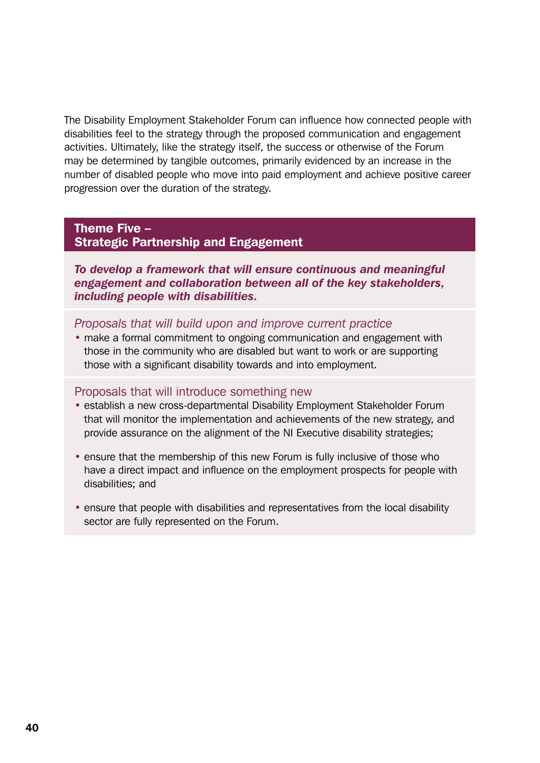The Disability Employment Stakeholder Forum can influence how connected people with disabilities feel to the strategy through the proposed communication and engagement activities. Ultimately, like the strategy itself, the success or otherwise of the Forum may be determined by tangible outcomes, primarily evidenced by an increase in the number of disabled people who move into paid employment and achieve positive career progression over the duration of the strategy.

## Theme Five – Strategic Partnership and Engagement

***To develop a framework that will ensure continuous and meaningful engagement and collaboration between all of the key stakeholders, including people with disabilities.***

### *Proposals that will build upon and improve current practice*

- make a formal commitment to ongoing communication and engagement with those in the community who are disabled but want to work or are supporting those with a significant disability towards and into employment.

### Proposals that will introduce something new

- establish a new cross-departmental Disability Employment Stakeholder Forum that will monitor the implementation and achievements of the new strategy, and provide assurance on the alignment of the NI Executive disability strategies;
- ensure that the membership of this new Forum is fully inclusive of those who have a direct impact and influence on the employment prospects for people with disabilities; and
- ensure that people with disabilities and representatives from the local disability sector are fully represented on the Forum.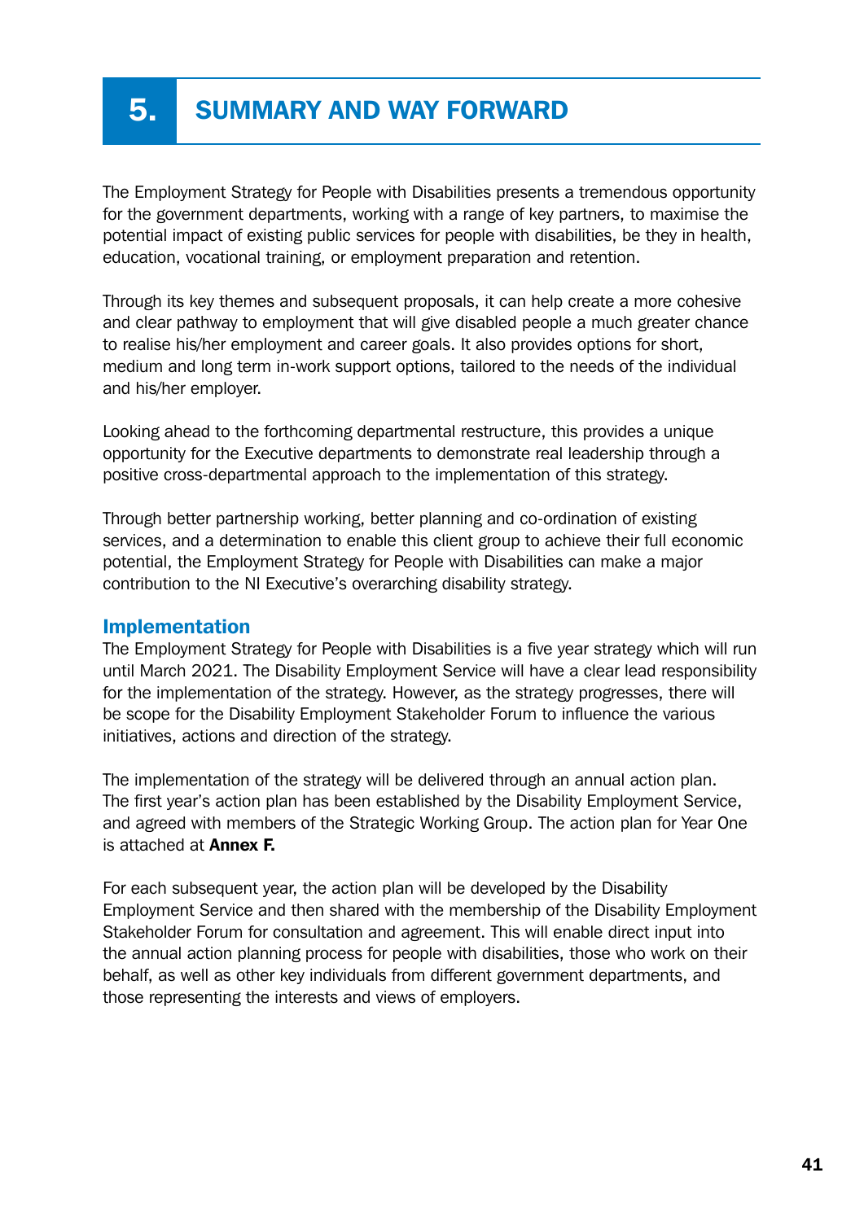# 5. SUMMARY AND WAY FORWARD

The Employment Strategy for People with Disabilities presents a tremendous opportunity for the government departments, working with a range of key partners, to maximise the potential impact of existing public services for people with disabilities, be they in health, education, vocational training, or employment preparation and retention.

Through its key themes and subsequent proposals, it can help create a more cohesive and clear pathway to employment that will give disabled people a much greater chance to realise his/her employment and career goals. It also provides options for short, medium and long term in-work support options, tailored to the needs of the individual and his/her employer.

Looking ahead to the forthcoming departmental restructure, this provides a unique opportunity for the Executive departments to demonstrate real leadership through a positive cross-departmental approach to the implementation of this strategy.

Through better partnership working, better planning and co-ordination of existing services, and a determination to enable this client group to achieve their full economic potential, the Employment Strategy for People with Disabilities can make a major contribution to the NI Executive's overarching disability strategy.

## Implementation

The Employment Strategy for People with Disabilities is a five year strategy which will run until March 2021. The Disability Employment Service will have a clear lead responsibility for the implementation of the strategy. However, as the strategy progresses, there will be scope for the Disability Employment Stakeholder Forum to influence the various initiatives, actions and direction of the strategy.

The implementation of the strategy will be delivered through an annual action plan. The first year's action plan has been established by the Disability Employment Service, and agreed with members of the Strategic Working Group. The action plan for Year One is attached at **Annex F.**

For each subsequent year, the action plan will be developed by the Disability Employment Service and then shared with the membership of the Disability Employment Stakeholder Forum for consultation and agreement. This will enable direct input into the annual action planning process for people with disabilities, those who work on their behalf, as well as other key individuals from different government departments, and those representing the interests and views of employers.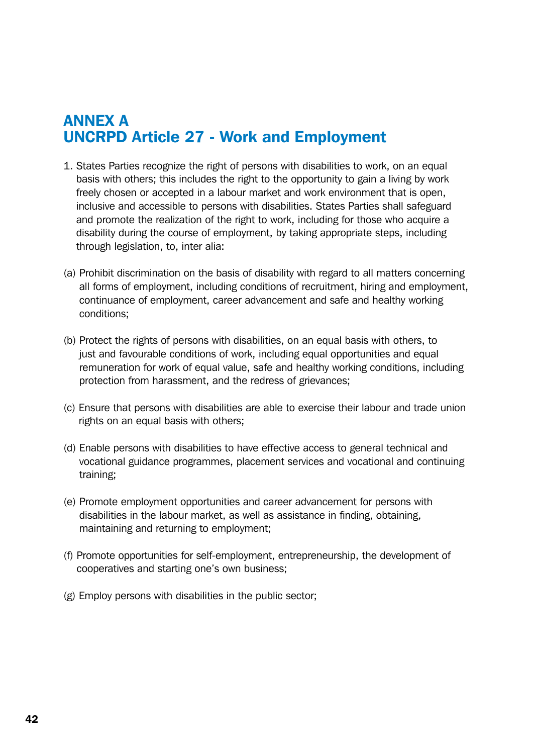# ANNEX A
# UNCRPD Article 27 - Work and Employment

1. States Parties recognize the right of persons with disabilities to work, on an equal basis with others; this includes the right to the opportunity to gain a living by work freely chosen or accepted in a labour market and work environment that is open, inclusive and accessible to persons with disabilities. States Parties shall safeguard and promote the realization of the right to work, including for those who acquire a disability during the course of employment, by taking appropriate steps, including through legislation, to, inter alia:

(a) Prohibit discrimination on the basis of disability with regard to all matters concerning all forms of employment, including conditions of recruitment, hiring and employment, continuance of employment, career advancement and safe and healthy working conditions;

(b) Protect the rights of persons with disabilities, on an equal basis with others, to just and favourable conditions of work, including equal opportunities and equal remuneration for work of equal value, safe and healthy working conditions, including protection from harassment, and the redress of grievances;

(c) Ensure that persons with disabilities are able to exercise their labour and trade union rights on an equal basis with others;

(d) Enable persons with disabilities to have effective access to general technical and vocational guidance programmes, placement services and vocational and continuing training;

(e) Promote employment opportunities and career advancement for persons with disabilities in the labour market, as well as assistance in finding, obtaining, maintaining and returning to employment;

(f) Promote opportunities for self-employment, entrepreneurship, the development of cooperatives and starting one's own business;

(g) Employ persons with disabilities in the public sector;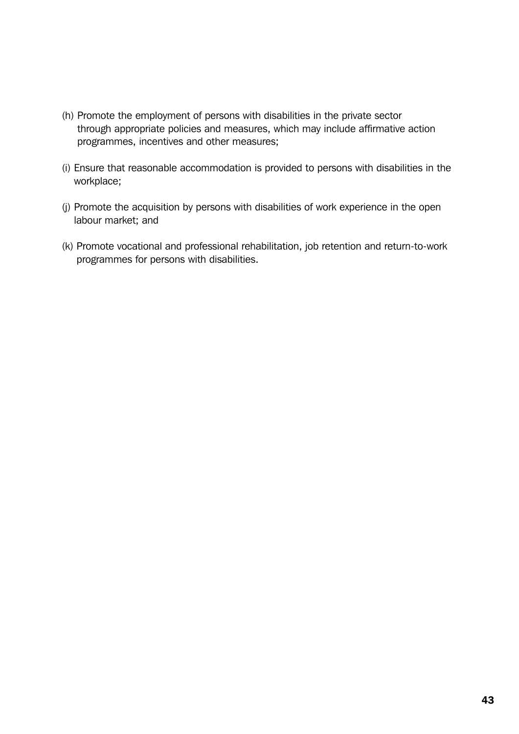(h) Promote the employment of persons with disabilities in the private sector through appropriate policies and measures, which may include affirmative action programmes, incentives and other measures;

(i) Ensure that reasonable accommodation is provided to persons with disabilities in the workplace;

(j) Promote the acquisition by persons with disabilities of work experience in the open labour market; and

(k) Promote vocational and professional rehabilitation, job retention and return-to-work programmes for persons with disabilities.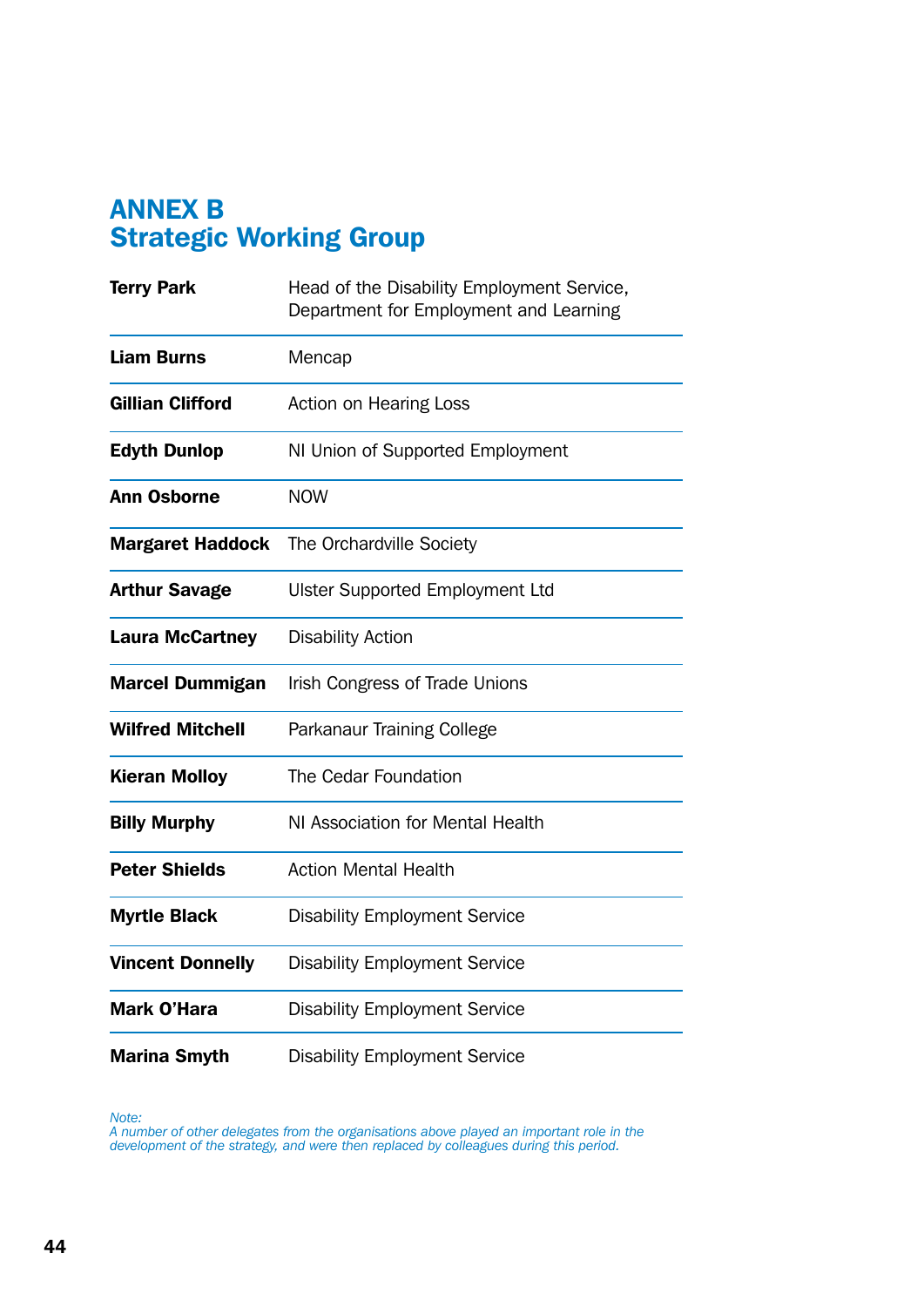# ANNEX B
# Strategic Working Group

| | |
|---|---|
| **Terry Park** | Head of the Disability Employment Service, Department for Employment and Learning |
| **Liam Burns** | Mencap |
| **Gillian Clifford** | Action on Hearing Loss |
| **Edyth Dunlop** | NI Union of Supported Employment |
| **Ann Osborne** | NOW |
| **Margaret Haddock** | The Orchardville Society |
| **Arthur Savage** | Ulster Supported Employment Ltd |
| **Laura McCartney** | Disability Action |
| **Marcel Dummigan** | Irish Congress of Trade Unions |
| **Wilfred Mitchell** | Parkanaur Training College |
| **Kieran Molloy** | The Cedar Foundation |
| **Billy Murphy** | NI Association for Mental Health |
| **Peter Shields** | Action Mental Health |
| **Myrtle Black** | Disability Employment Service |
| **Vincent Donnelly** | Disability Employment Service |
| **Mark O'Hara** | Disability Employment Service |
| **Marina Smyth** | Disability Employment Service |

*Note:*
*A number of other delegates from the organisations above played an important role in the development of the strategy, and were then replaced by colleagues during this period.*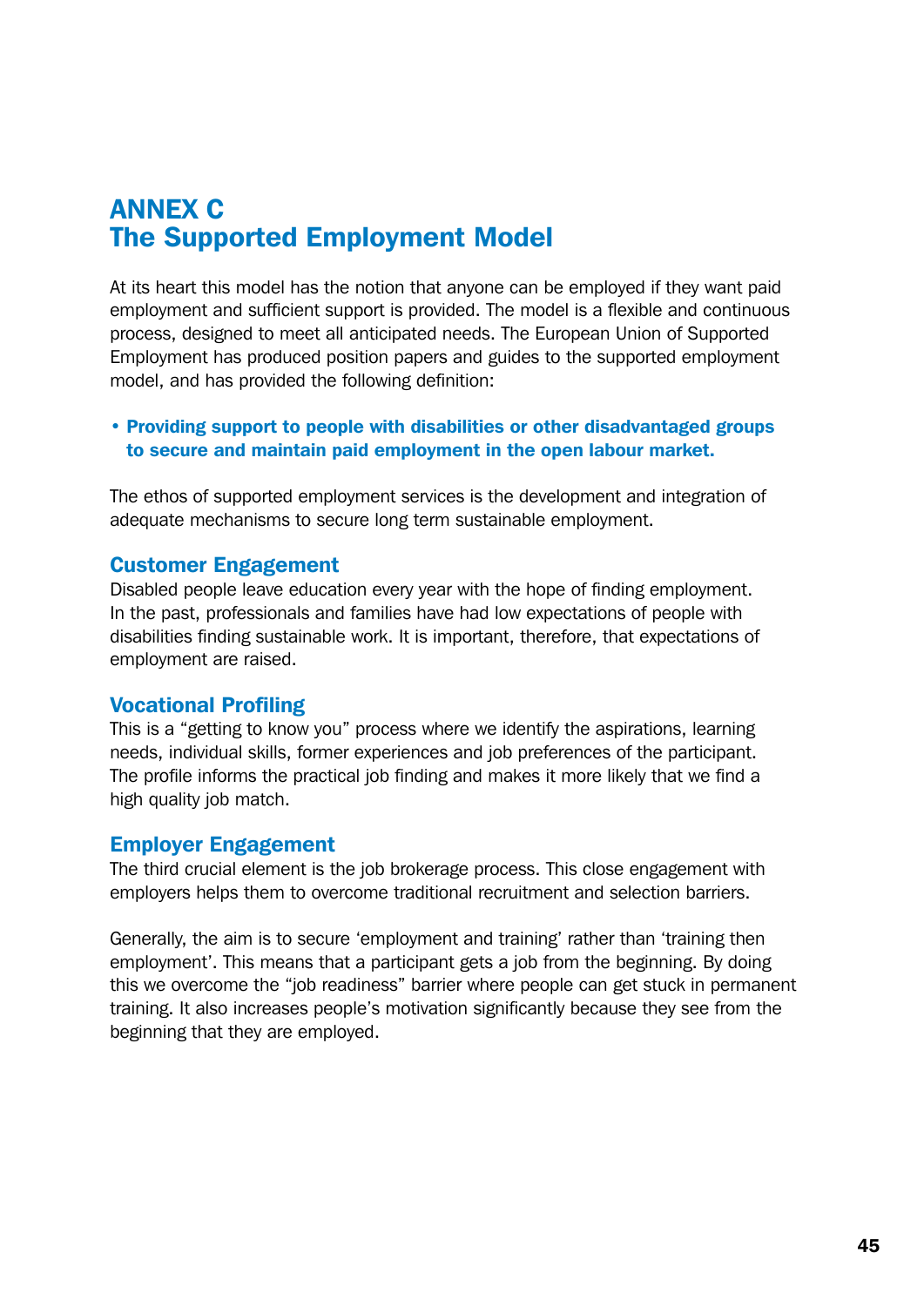# ANNEX C
# The Supported Employment Model

At its heart this model has the notion that anyone can be employed if they want paid employment and sufficient support is provided. The model is a flexible and continuous process, designed to meet all anticipated needs. The European Union of Supported Employment has produced position papers and guides to the supported employment model, and has provided the following definition:

- **Providing support to people with disabilities or other disadvantaged groups to secure and maintain paid employment in the open labour market.**

The ethos of supported employment services is the development and integration of adequate mechanisms to secure long term sustainable employment.

## Customer Engagement

Disabled people leave education every year with the hope of finding employment. In the past, professionals and families have had low expectations of people with disabilities finding sustainable work. It is important, therefore, that expectations of employment are raised.

## Vocational Profiling

This is a "getting to know you" process where we identify the aspirations, learning needs, individual skills, former experiences and job preferences of the participant. The profile informs the practical job finding and makes it more likely that we find a high quality job match.

## Employer Engagement

The third crucial element is the job brokerage process. This close engagement with employers helps them to overcome traditional recruitment and selection barriers.

Generally, the aim is to secure 'employment and training' rather than 'training then employment'. This means that a participant gets a job from the beginning. By doing this we overcome the "job readiness" barrier where people can get stuck in permanent training. It also increases people's motivation significantly because they see from the beginning that they are employed.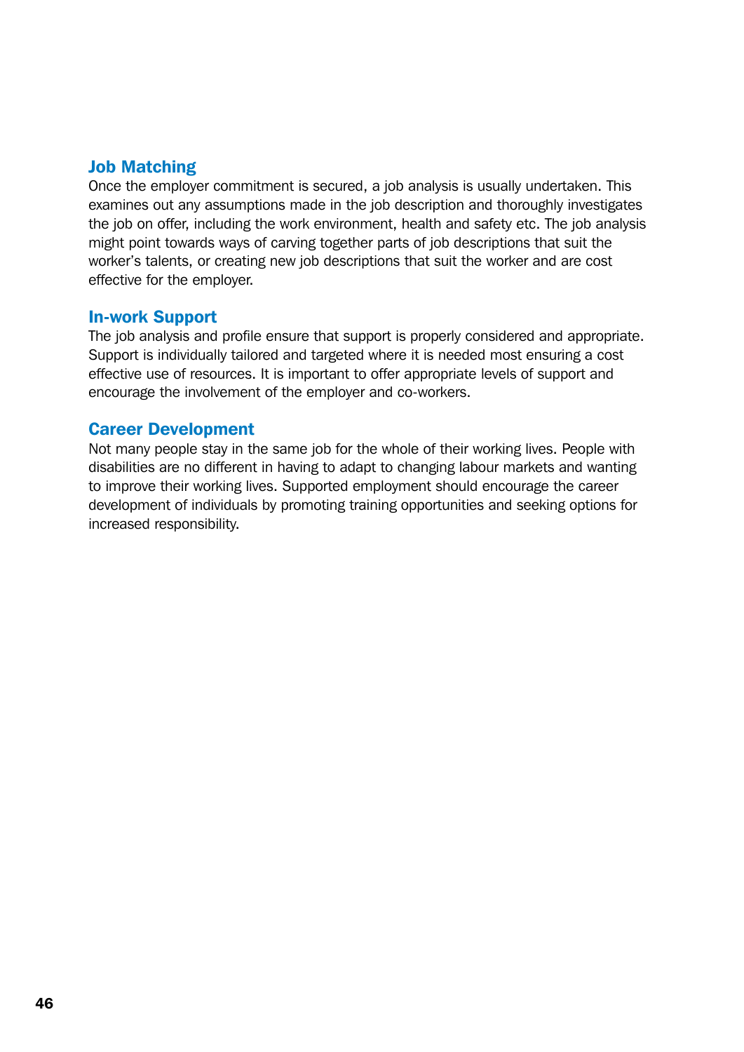## Job Matching

Once the employer commitment is secured, a job analysis is usually undertaken. This examines out any assumptions made in the job description and thoroughly investigates the job on offer, including the work environment, health and safety etc. The job analysis might point towards ways of carving together parts of job descriptions that suit the worker's talents, or creating new job descriptions that suit the worker and are cost effective for the employer.

## In-work Support

The job analysis and profile ensure that support is properly considered and appropriate. Support is individually tailored and targeted where it is needed most ensuring a cost effective use of resources. It is important to offer appropriate levels of support and encourage the involvement of the employer and co-workers.

## Career Development

Not many people stay in the same job for the whole of their working lives. People with disabilities are no different in having to adapt to changing labour markets and wanting to improve their working lives. Supported employment should encourage the career development of individuals by promoting training opportunities and seeking options for increased responsibility.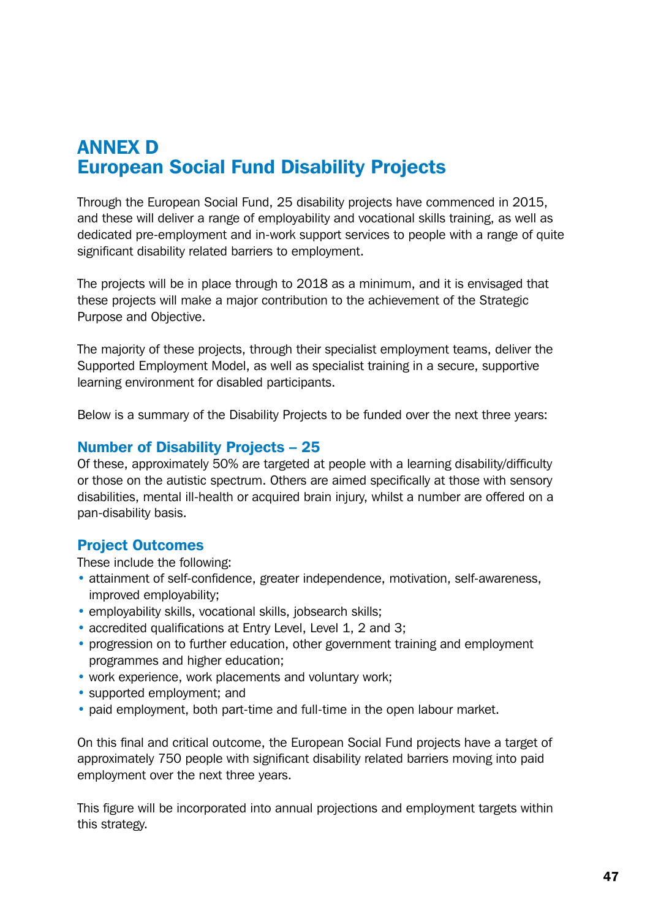# ANNEX D
# European Social Fund Disability Projects

Through the European Social Fund, 25 disability projects have commenced in 2015, and these will deliver a range of employability and vocational skills training, as well as dedicated pre-employment and in-work support services to people with a range of quite significant disability related barriers to employment.

The projects will be in place through to 2018 as a minimum, and it is envisaged that these projects will make a major contribution to the achievement of the Strategic Purpose and Objective.

The majority of these projects, through their specialist employment teams, deliver the Supported Employment Model, as well as specialist training in a secure, supportive learning environment for disabled participants.

Below is a summary of the Disability Projects to be funded over the next three years:

## Number of Disability Projects – 25

Of these, approximately 50% are targeted at people with a learning disability/difficulty or those on the autistic spectrum. Others are aimed specifically at those with sensory disabilities, mental ill-health or acquired brain injury, whilst a number are offered on a pan-disability basis.

## Project Outcomes

These include the following:

- attainment of self-confidence, greater independence, motivation, self-awareness, improved employability;
- employability skills, vocational skills, jobsearch skills;
- accredited qualifications at Entry Level, Level 1, 2 and 3;
- progression on to further education, other government training and employment programmes and higher education;
- work experience, work placements and voluntary work;
- supported employment; and
- paid employment, both part-time and full-time in the open labour market.

On this final and critical outcome, the European Social Fund projects have a target of approximately 750 people with significant disability related barriers moving into paid employment over the next three years.

This figure will be incorporated into annual projections and employment targets within this strategy.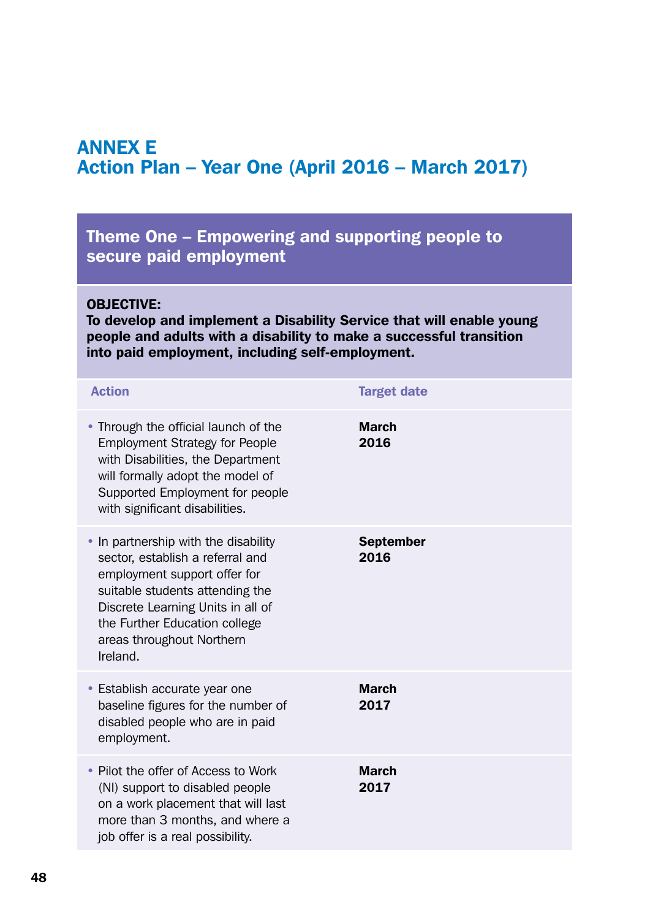# ANNEX E
# Action Plan – Year One (April 2016 – March 2017)

## Theme One – Empowering and supporting people to secure paid employment

**OBJECTIVE:**
**To develop and implement a Disability Service that will enable young people and adults with a disability to make a successful transition into paid employment, including self-employment.**

| Action | Target date |
|---|---|
| • Through the official launch of the Employment Strategy for People with Disabilities, the Department will formally adopt the model of Supported Employment for people with significant disabilities. | **March 2016** |
| • In partnership with the disability sector, establish a referral and employment support offer for suitable students attending the Discrete Learning Units in all of the Further Education college areas throughout Northern Ireland. | **September 2016** |
| • Establish accurate year one baseline figures for the number of disabled people who are in paid employment. | **March 2017** |
| • Pilot the offer of Access to Work (NI) support to disabled people on a work placement that will last more than 3 months, and where a job offer is a real possibility. | **March 2017** |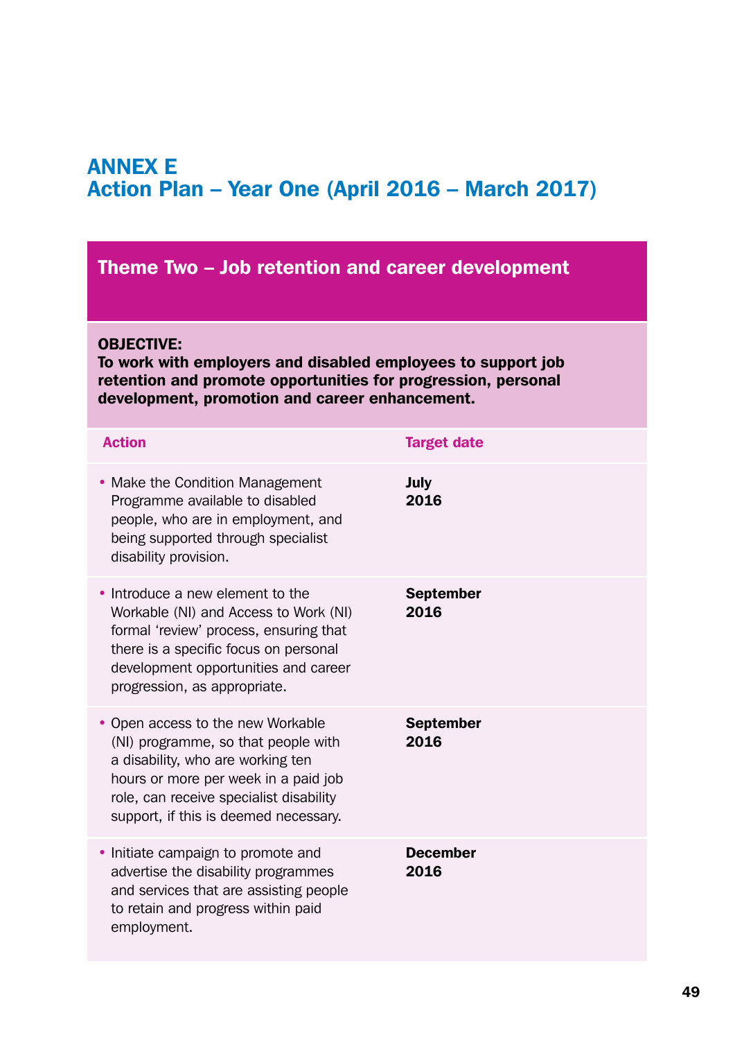# ANNEX E
## Action Plan – Year One (April 2016 – March 2017)

### Theme Two – Job retention and career development

**OBJECTIVE:**
**To work with employers and disabled employees to support job retention and promote opportunities for progression, personal development, promotion and career enhancement.**

| Action | Target date |
|---|---|
| • Make the Condition Management Programme available to disabled people, who are in employment, and being supported through specialist disability provision. | **July 2016** |
| • Introduce a new element to the Workable (NI) and Access to Work (NI) formal 'review' process, ensuring that there is a specific focus on personal development opportunities and career progression, as appropriate. | **September 2016** |
| • Open access to the new Workable (NI) programme, so that people with a disability, who are working ten hours or more per week in a paid job role, can receive specialist disability support, if this is deemed necessary. | **September 2016** |
| • Initiate campaign to promote and advertise the disability programmes and services that are assisting people to retain and progress within paid employment. | **December 2016** |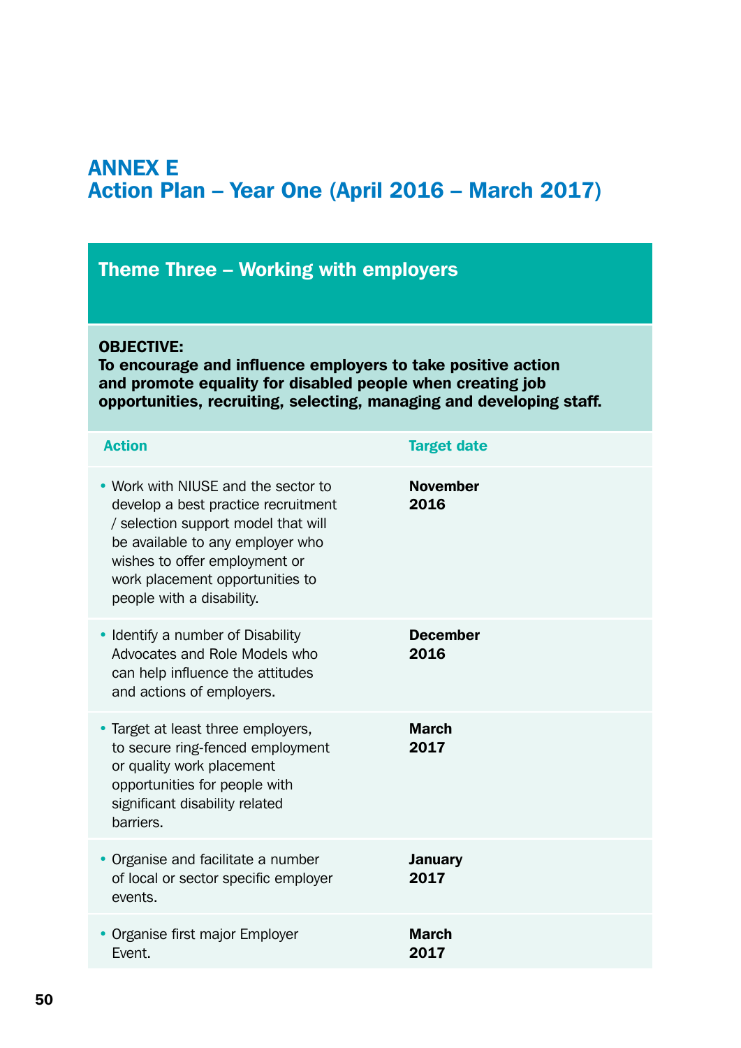# ANNEX E
# Action Plan – Year One (April 2016 – March 2017)

## Theme Three – Working with employers

**OBJECTIVE:**
**To encourage and influence employers to take positive action and promote equality for disabled people when creating job opportunities, recruiting, selecting, managing and developing staff.**

| Action | Target date |
| --- | --- |
| • Work with NIUSE and the sector to develop a best practice recruitment / selection support model that will be available to any employer who wishes to offer employment or work placement opportunities to people with a disability. | **November 2016** |
| • Identify a number of Disability Advocates and Role Models who can help influence the attitudes and actions of employers. | **December 2016** |
| • Target at least three employers, to secure ring-fenced employment or quality work placement opportunities for people with significant disability related barriers. | **March 2017** |
| • Organise and facilitate a number of local or sector specific employer events. | **January 2017** |
| • Organise first major Employer Event. | **March 2017** |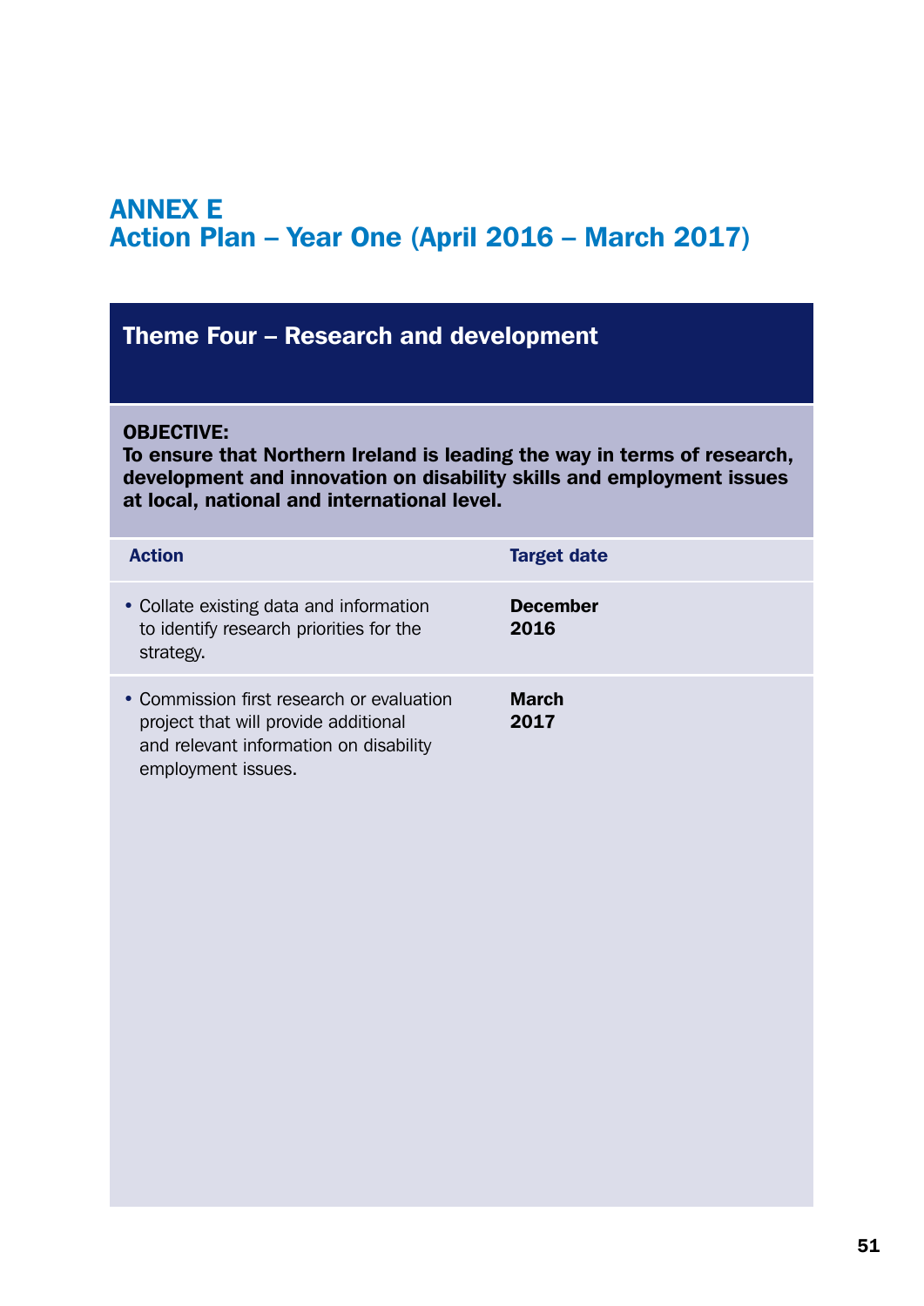# ANNEX E
## Action Plan – Year One (April 2016 – March 2017)

### Theme Four – Research and development

**OBJECTIVE:**
**To ensure that Northern Ireland is leading the way in terms of research, development and innovation on disability skills and employment issues at local, national and international level.**

| Action | Target date |
|---|---|
| • Collate existing data and information to identify research priorities for the strategy. | **December 2016** |
| • Commission first research or evaluation project that will provide additional and relevant information on disability employment issues. | **March 2017** |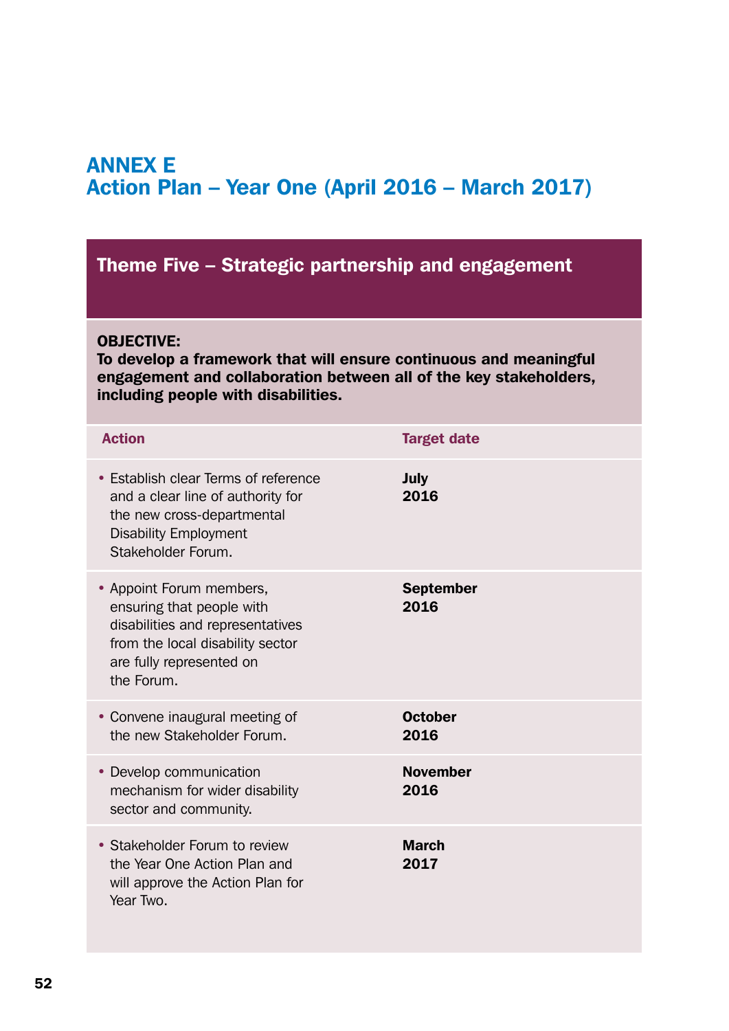# ANNEX E
# Action Plan – Year One (April 2016 – March 2017)

## Theme Five – Strategic partnership and engagement

**OBJECTIVE:**
**To develop a framework that will ensure continuous and meaningful engagement and collaboration between all of the key stakeholders, including people with disabilities.**

| Action | Target date |
|---|---|
| • Establish clear Terms of reference and a clear line of authority for the new cross-departmental Disability Employment Stakeholder Forum. | **July 2016** |
| • Appoint Forum members, ensuring that people with disabilities and representatives from the local disability sector are fully represented on the Forum. | **September 2016** |
| • Convene inaugural meeting of the new Stakeholder Forum. | **October 2016** |
| • Develop communication mechanism for wider disability sector and community. | **November 2016** |
| • Stakeholder Forum to review the Year One Action Plan and will approve the Action Plan for Year Two. | **March 2017** |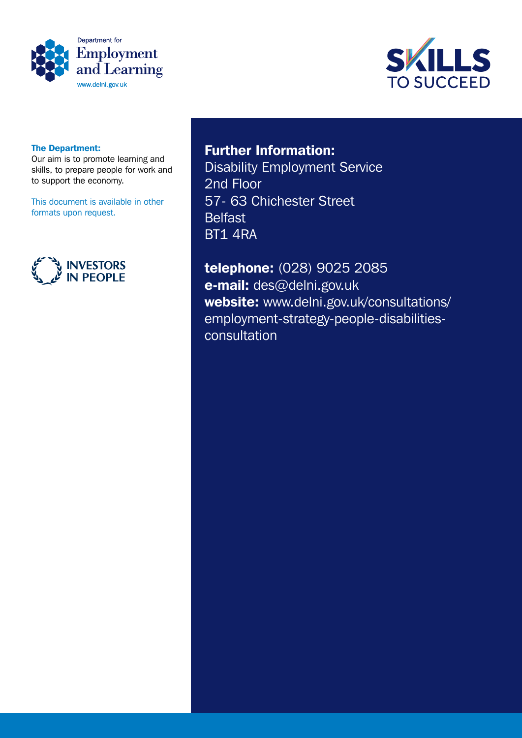Department for
Employment and Learning
www.delni.gov.uk

SKILLS TO SUCCEED

**The Department:**
Our aim is to promote learning and skills, to prepare people for work and to support the economy.

This document is available in other formats upon request.

INVESTORS IN PEOPLE

**Further Information:**
Disability Employment Service
2nd Floor
57- 63 Chichester Street
Belfast
BT1 4RA

**telephone:** (028) 9025 2085
**e-mail:** des@delni.gov.uk
**website:** www.delni.gov.uk/consultations/employment-strategy-people-disabilities-consultation